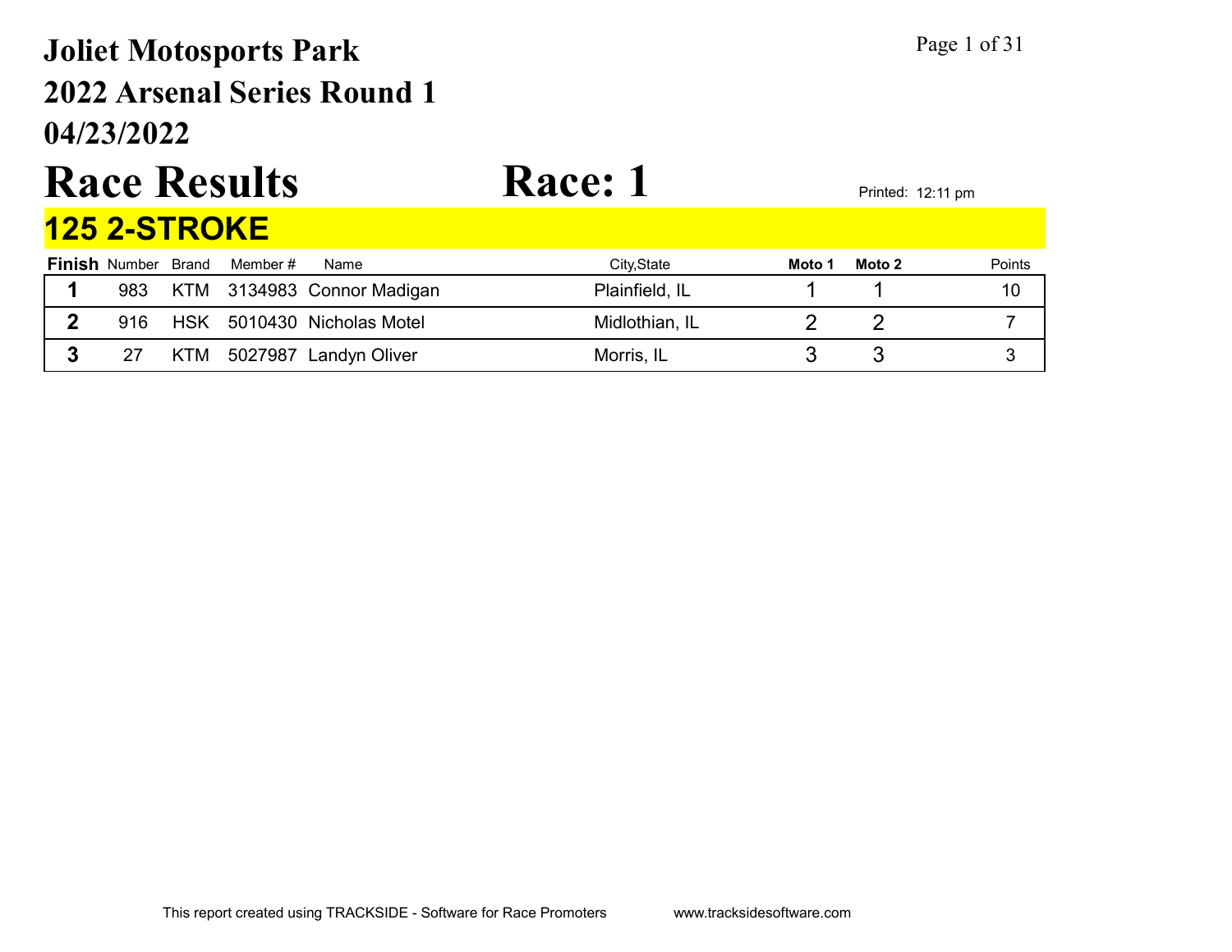# Joliet Motosports Park
# 2022 Arsenal Series Round 1
# 04/23/2022

# Race Results — Race: 1

Printed: 12:11 pm

## 125 2-STROKE

| Finish | Number | Brand | Member # | Name | City,State | Moto 1 | Moto 2 | Points |
|---|---|---|---|---|---|---|---|---|
| 1 | 983 | KTM | 3134983 | Connor Madigan | Plainfield, IL | 1 | 1 | 10 |
| 2 | 916 | HSK | 5010430 | Nicholas Motel | Midlothian, IL | 2 | 2 | 7 |
| 3 | 27 | KTM | 5027987 | Landyn Oliver | Morris, IL | 3 | 3 | 3 |

This report created using TRACKSIDE - Software for Race Promoters www.tracksidesoftware.com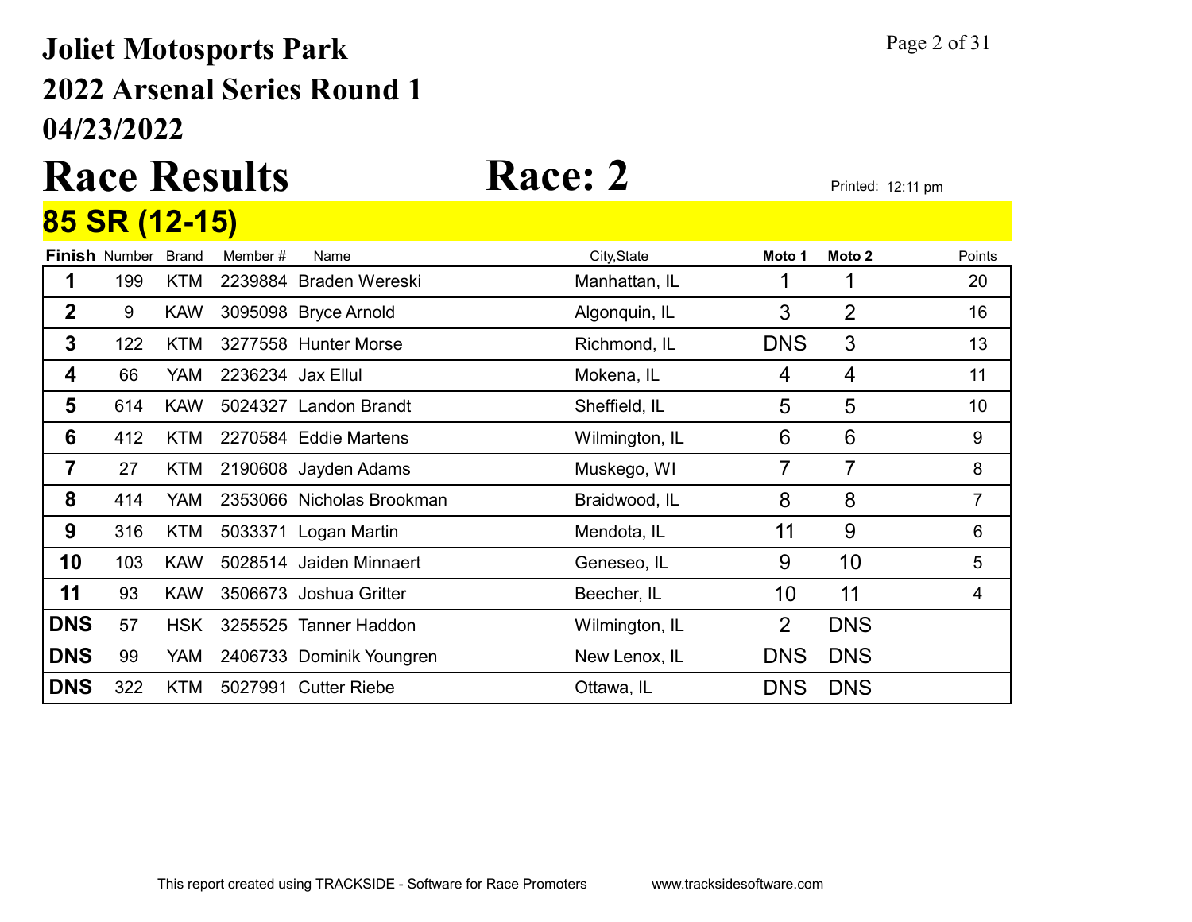# Joliet Motosports Park

## 2022 Arsenal Series Round 1

## 04/23/2022

# Race Results Race: 2

Printed: 12:11 pm

## 85 SR (12-15)

| Finish | Number | Brand | Member # | Name | City,State | Moto 1 | Moto 2 | Points |
|---|---|---|---|---|---|---|---|---|
| 1 | 199 | KTM | 2239884 | Braden Wereski | Manhattan, IL | 1 | 1 | 20 |
| 2 | 9 | KAW | 3095098 | Bryce Arnold | Algonquin, IL | 3 | 2 | 16 |
| 3 | 122 | KTM | 3277558 | Hunter Morse | Richmond, IL | DNS | 3 | 13 |
| 4 | 66 | YAM | 2236234 | Jax Ellul | Mokena, IL | 4 | 4 | 11 |
| 5 | 614 | KAW | 5024327 | Landon Brandt | Sheffield, IL | 5 | 5 | 10 |
| 6 | 412 | KTM | 2270584 | Eddie Martens | Wilmington, IL | 6 | 6 | 9 |
| 7 | 27 | KTM | 2190608 | Jayden Adams | Muskego, WI | 7 | 7 | 8 |
| 8 | 414 | YAM | 2353066 | Nicholas Brookman | Braidwood, IL | 8 | 8 | 7 |
| 9 | 316 | KTM | 5033371 | Logan Martin | Mendota, IL | 11 | 9 | 6 |
| 10 | 103 | KAW | 5028514 | Jaiden Minnaert | Geneseo, IL | 9 | 10 | 5 |
| 11 | 93 | KAW | 3506673 | Joshua Gritter | Beecher, IL | 10 | 11 | 4 |
| DNS | 57 | HSK | 3255525 | Tanner Haddon | Wilmington, IL | 2 | DNS | |
| DNS | 99 | YAM | 2406733 | Dominik Youngren | New Lenox, IL | DNS | DNS | |
| DNS | 322 | KTM | 5027991 | Cutter Riebe | Ottawa, IL | DNS | DNS | |

This report created using TRACKSIDE - Software for Race Promoters www.tracksidesoftware.com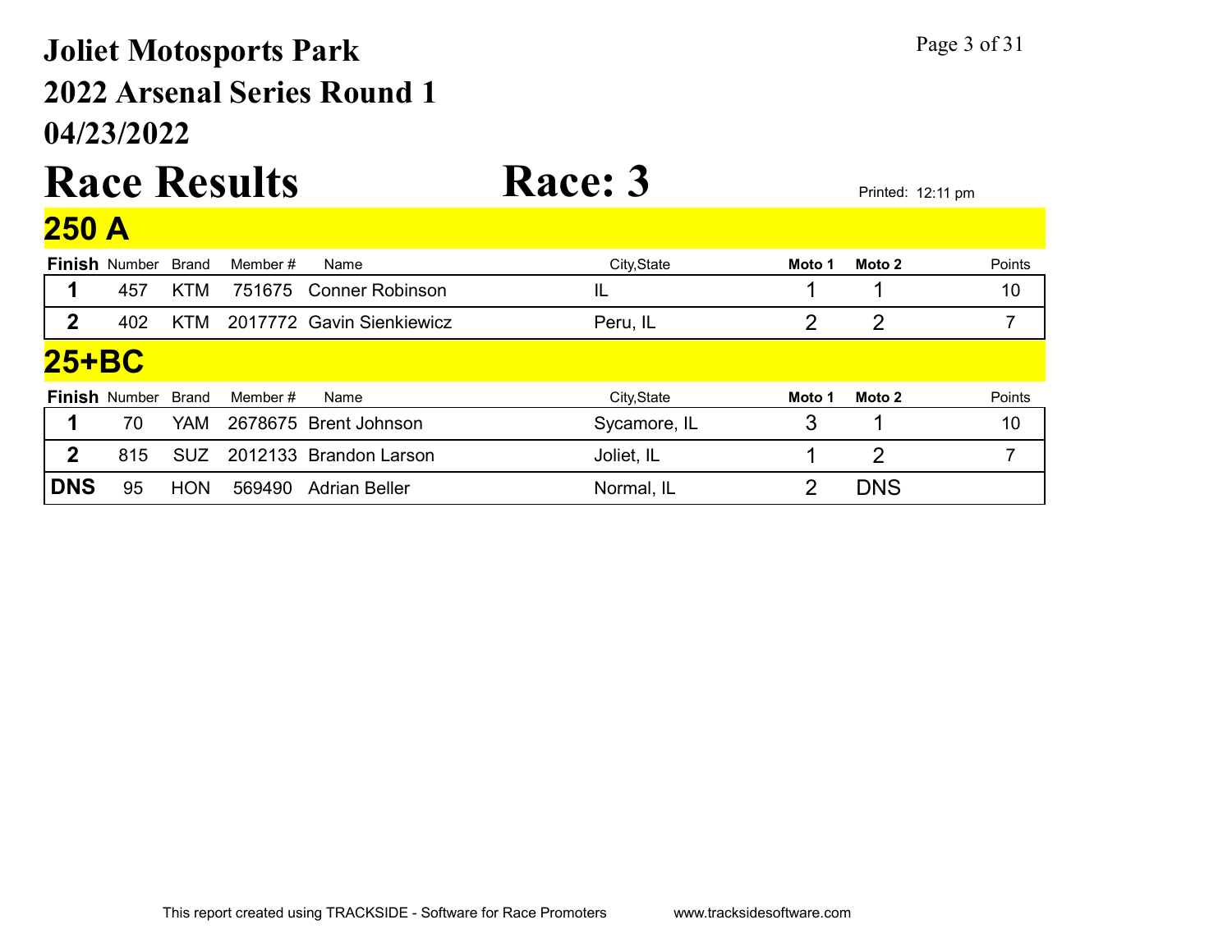# Joliet Motosports Park

## 2022 Arsenal Series Round 1

## 04/23/2022

# Race Results Race: 3

Printed: 12:11 pm

## 250 A

| Finish | Number | Brand | Member # | Name | City,State | Moto 1 | Moto 2 | Points |
|---|---|---|---|---|---|---|---|---|
| 1 | 457 | KTM | 751675 | Conner Robinson | IL | 1 | 1 | 10 |
| 2 | 402 | KTM | 2017772 | Gavin Sienkiewicz | Peru, IL | 2 | 2 | 7 |

## 25+BC

| Finish | Number | Brand | Member # | Name | City,State | Moto 1 | Moto 2 | Points |
|---|---|---|---|---|---|---|---|---|
| 1 | 70 | YAM | 2678675 | Brent Johnson | Sycamore, IL | 3 | 1 | 10 |
| 2 | 815 | SUZ | 2012133 | Brandon Larson | Joliet, IL | 1 | 2 | 7 |
| DNS | 95 | HON | 569490 | Adrian Beller | Normal, IL | 2 | DNS | |

This report created using TRACKSIDE - Software for Race Promoters www.tracksidesoftware.com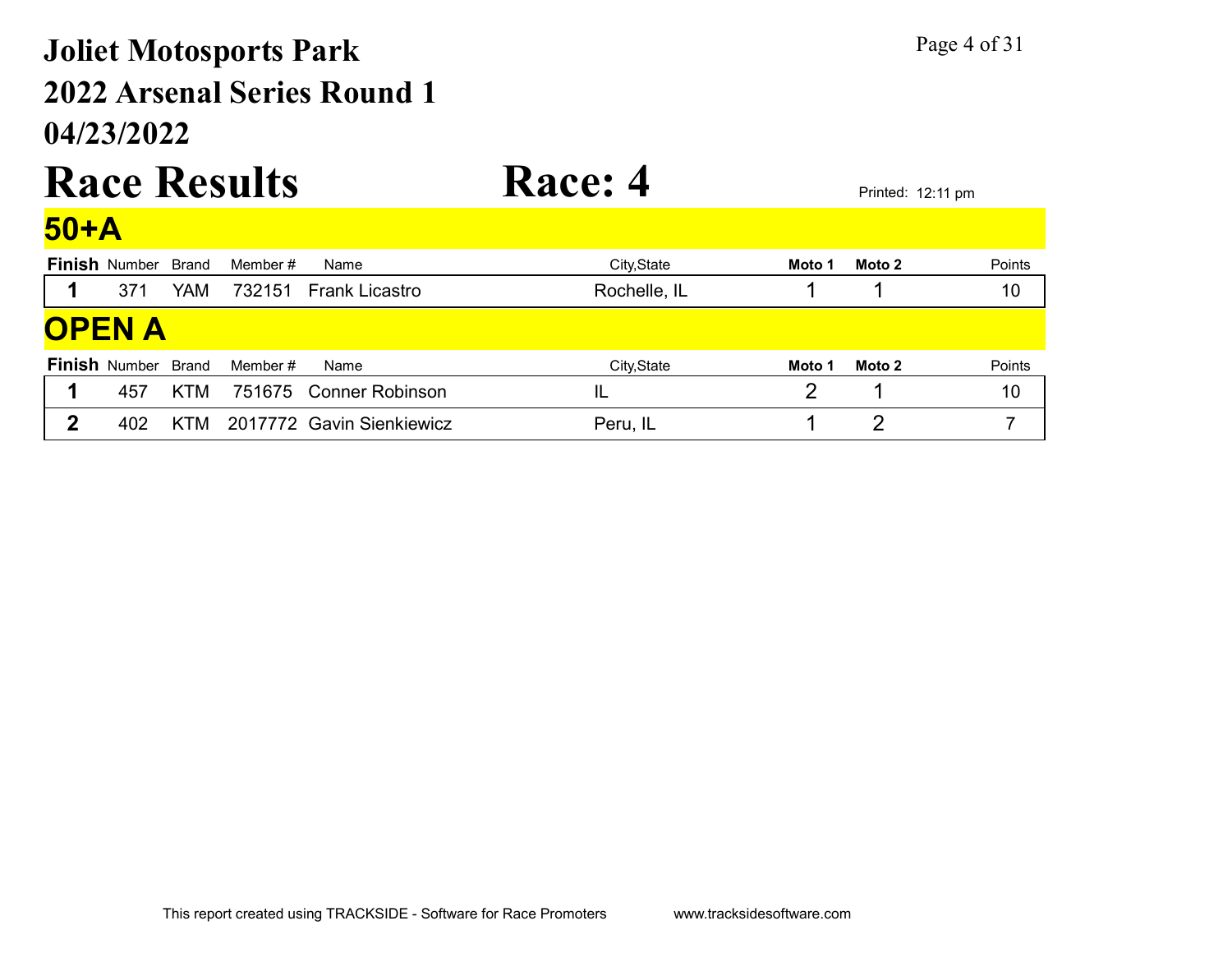# Joliet Motosports Park
## 2022 Arsenal Series Round 1
## 04/23/2022

# Race Results          Race: 4

Printed: 12:11 pm

## 50+A

| Finish | Number | Brand | Member # | Name | City,State | Moto 1 | Moto 2 | Points |
|---|---|---|---|---|---|---|---|---|
| 1 | 371 | YAM | 732151 | Frank Licastro | Rochelle, IL | 1 | 1 | 10 |

## OPEN A

| Finish | Number | Brand | Member # | Name | City,State | Moto 1 | Moto 2 | Points |
|---|---|---|---|---|---|---|---|---|
| 1 | 457 | KTM | 751675 | Conner Robinson | IL | 2 | 1 | 10 |
| 2 | 402 | KTM | 2017772 | Gavin Sienkiewicz | Peru, IL | 1 | 2 | 7 |

This report created using TRACKSIDE - Software for Race Promoters www.tracksidesoftware.com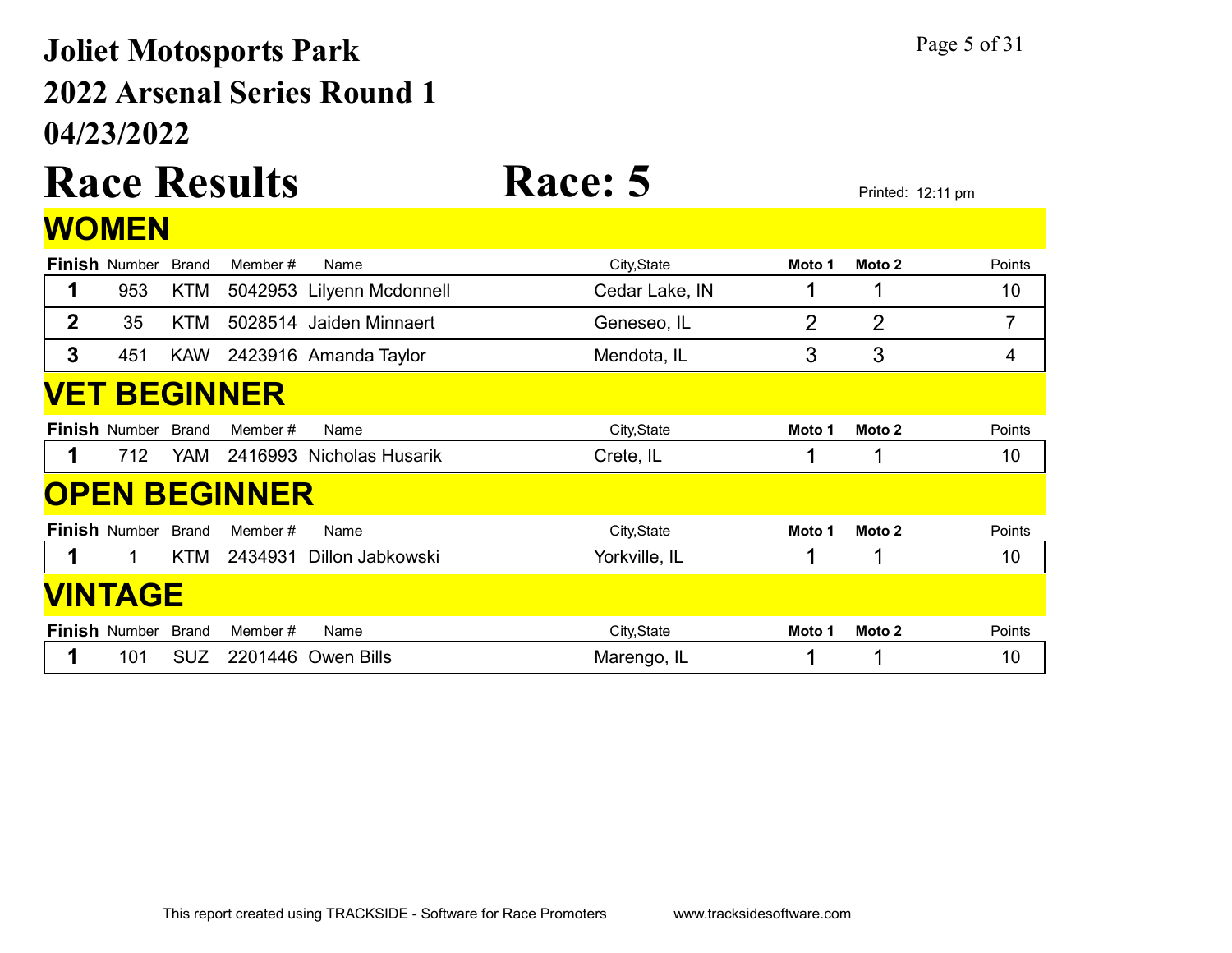# Joliet Motosports Park

# 2022 Arsenal Series Round 1

# 04/23/2022

# Race Results Race: 5

Printed: 12:11 pm

## WOMEN

| Finish | Number | Brand | Member # | Name | City,State | Moto 1 | Moto 2 | Points |
|---|---|---|---|---|---|---|---|---|
| 1 | 953 | KTM | 5042953 | Lilyenn Mcdonnell | Cedar Lake, IN | 1 | 1 | 10 |
| 2 | 35 | KTM | 5028514 | Jaiden Minnaert | Geneseo, IL | 2 | 2 | 7 |
| 3 | 451 | KAW | 2423916 | Amanda Taylor | Mendota, IL | 3 | 3 | 4 |

## VET BEGINNER

| Finish | Number | Brand | Member # | Name | City,State | Moto 1 | Moto 2 | Points |
|---|---|---|---|---|---|---|---|---|
| 1 | 712 | YAM | 2416993 | Nicholas Husarik | Crete, IL | 1 | 1 | 10 |

## OPEN BEGINNER

| Finish | Number | Brand | Member # | Name | City,State | Moto 1 | Moto 2 | Points |
|---|---|---|---|---|---|---|---|---|
| 1 | 1 | KTM | 2434931 | Dillon Jabkowski | Yorkville, IL | 1 | 1 | 10 |

## VINTAGE

| Finish | Number | Brand | Member # | Name | City,State | Moto 1 | Moto 2 | Points |
|---|---|---|---|---|---|---|---|---|
| 1 | 101 | SUZ | 2201446 | Owen Bills | Marengo, IL | 1 | 1 | 10 |

This report created using TRACKSIDE - Software for Race Promoters www.tracksidesoftware.com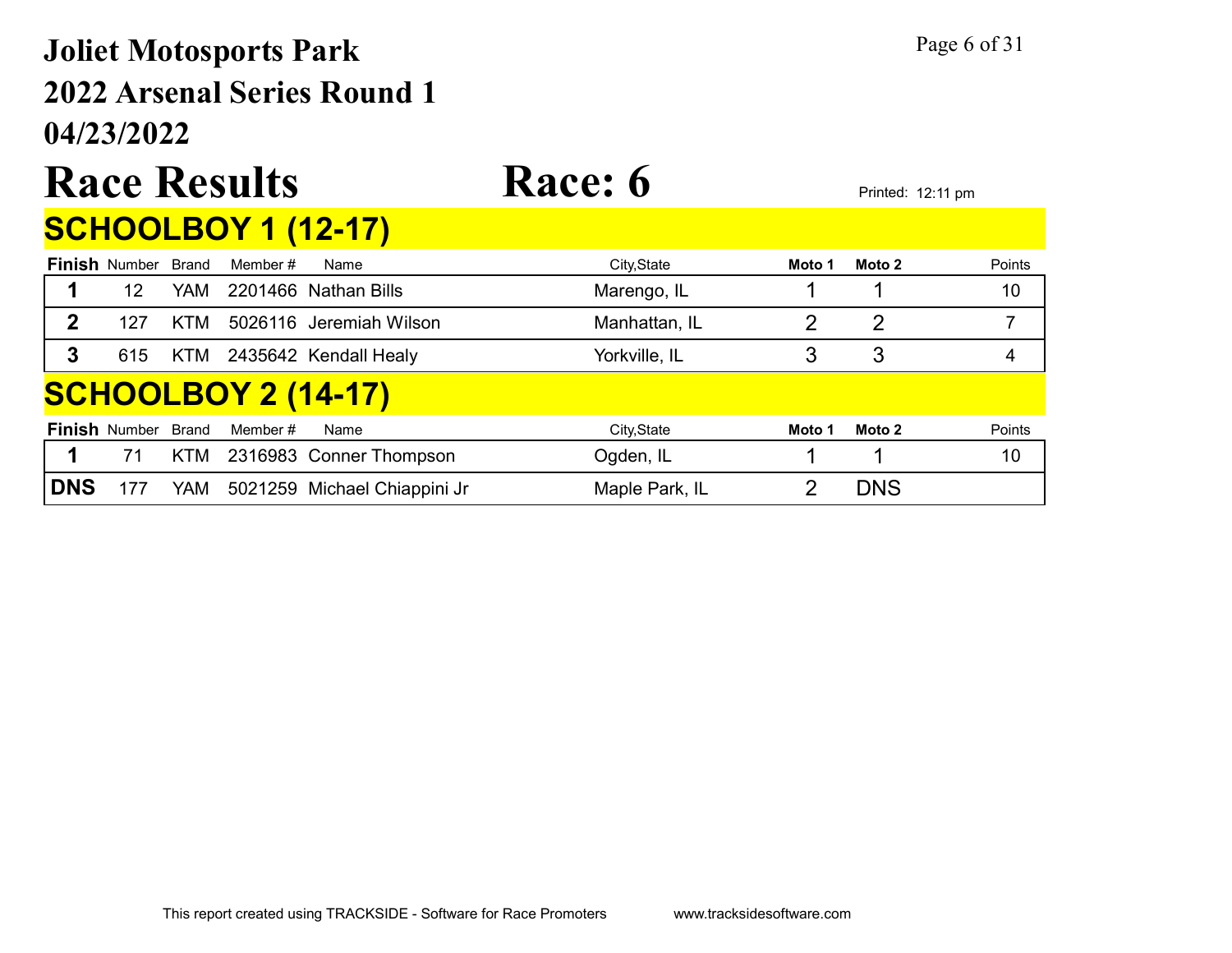# Joliet Motosports Park
# 2022 Arsenal Series Round 1
# 04/23/2022

# Race Results Race: 6

Printed: 12:11 pm

## SCHOOLBOY 1 (12-17)

| Finish | Number | Brand | Member # | Name | City,State | Moto 1 | Moto 2 | Points |
|---|---|---|---|---|---|---|---|---|
| 1 | 12 | YAM | 2201466 | Nathan Bills | Marengo, IL | 1 | 1 | 10 |
| 2 | 127 | KTM | 5026116 | Jeremiah Wilson | Manhattan, IL | 2 | 2 | 7 |
| 3 | 615 | KTM | 2435642 | Kendall Healy | Yorkville, IL | 3 | 3 | 4 |

## SCHOOLBOY 2 (14-17)

| Finish | Number | Brand | Member # | Name | City,State | Moto 1 | Moto 2 | Points |
|---|---|---|---|---|---|---|---|---|
| 1 | 71 | KTM | 2316983 | Conner Thompson | Ogden, IL | 1 | 1 | 10 |
| DNS | 177 | YAM | 5021259 | Michael Chiappini Jr | Maple Park, IL | 2 | DNS | |

This report created using TRACKSIDE - Software for Race Promoters www.tracksidesoftware.com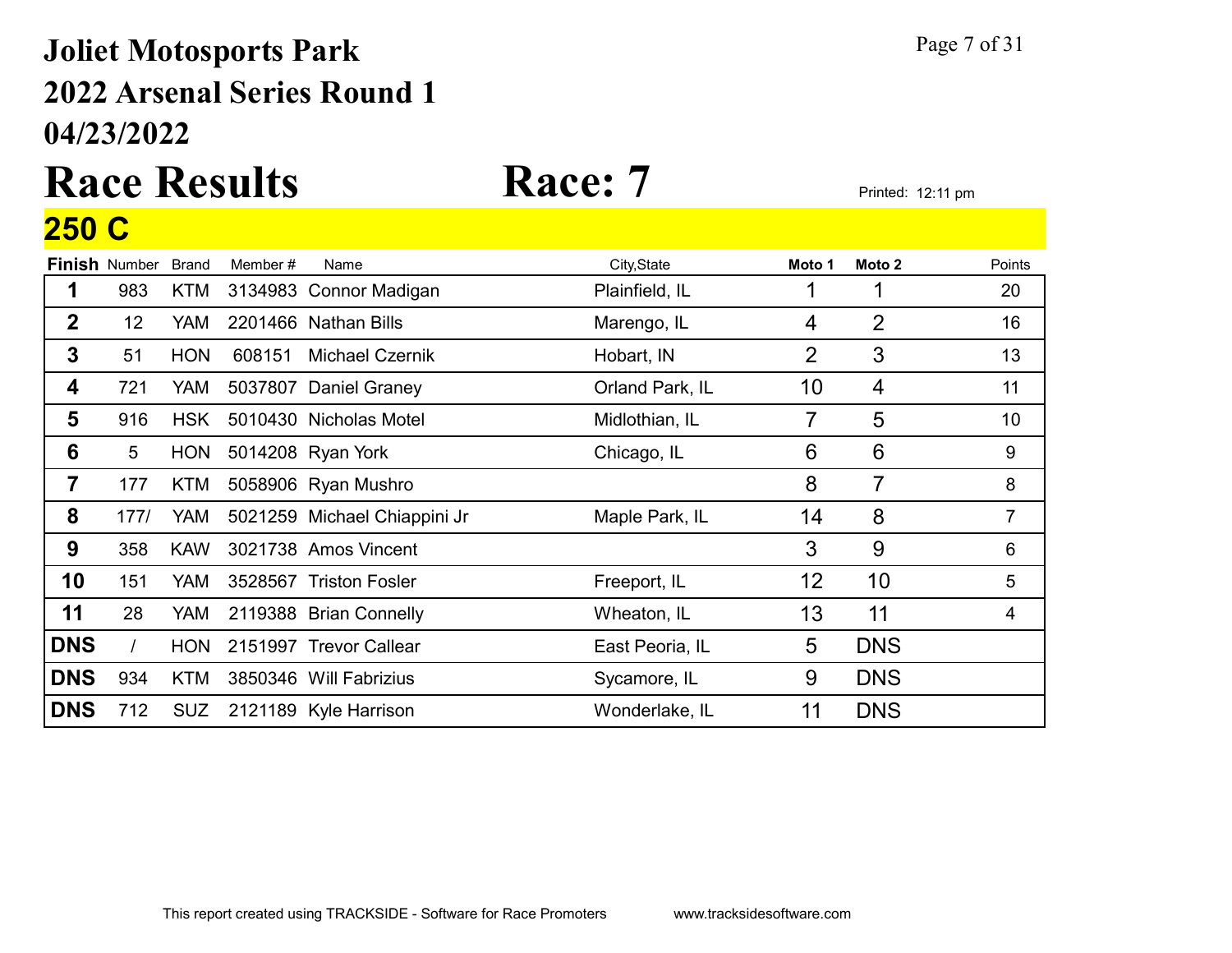# Joliet Motosports Park
## 2022 Arsenal Series Round 1
## 04/23/2022

# Race Results Race: 7

Printed: 12:11 pm

## 250 C

| Finish | Number | Brand | Member # | Name | City,State | Moto 1 | Moto 2 | Points |
|---|---|---|---|---|---|---|---|---|
| 1 | 983 | KTM | 3134983 | Connor Madigan | Plainfield, IL | 1 | 1 | 20 |
| 2 | 12 | YAM | 2201466 | Nathan Bills | Marengo, IL | 4 | 2 | 16 |
| 3 | 51 | HON | 608151 | Michael Czernik | Hobart, IN | 2 | 3 | 13 |
| 4 | 721 | YAM | 5037807 | Daniel Graney | Orland Park, IL | 10 | 4 | 11 |
| 5 | 916 | HSK | 5010430 | Nicholas Motel | Midlothian, IL | 7 | 5 | 10 |
| 6 | 5 | HON | 5014208 | Ryan York | Chicago, IL | 6 | 6 | 9 |
| 7 | 177 | KTM | 5058906 | Ryan Mushro | | 8 | 7 | 8 |
| 8 | 177/ | YAM | 5021259 | Michael Chiappini Jr | Maple Park, IL | 14 | 8 | 7 |
| 9 | 358 | KAW | 3021738 | Amos Vincent | | 3 | 9 | 6 |
| 10 | 151 | YAM | 3528567 | Triston Fosler | Freeport, IL | 12 | 10 | 5 |
| 11 | 28 | YAM | 2119388 | Brian Connelly | Wheaton, IL | 13 | 11 | 4 |
| DNS | / | HON | 2151997 | Trevor Callear | East Peoria, IL | 5 | DNS | |
| DNS | 934 | KTM | 3850346 | Will Fabrizius | Sycamore, IL | 9 | DNS | |
| DNS | 712 | SUZ | 2121189 | Kyle Harrison | Wonderlake, IL | 11 | DNS | |

This report created using TRACKSIDE - Software for Race Promoters www.tracksidesoftware.com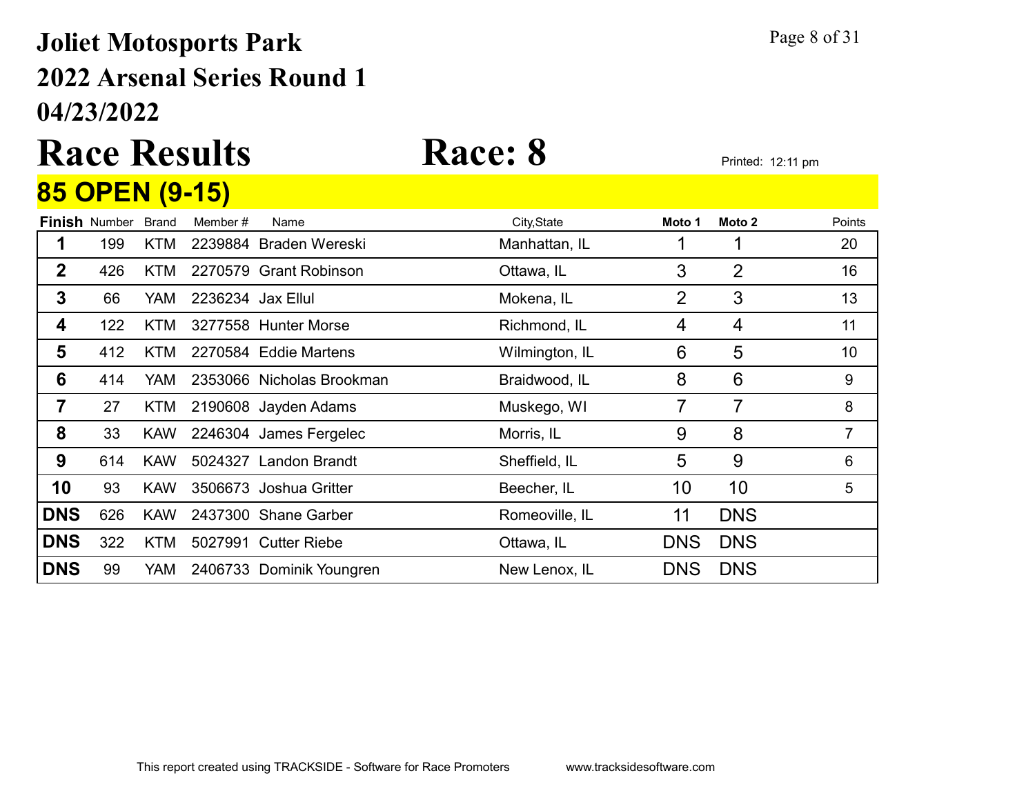# Joliet Motosports Park

## 2022 Arsenal Series Round 1

## 04/23/2022

# Race Results

# Race: 8

Printed: 12:11 pm

## 85 OPEN (9-15)

| Finish | Number | Brand | Member # | Name | City,State | Moto 1 | Moto 2 | Points |
|---|---|---|---|---|---|---|---|---|
| 1 | 199 | KTM | 2239884 | Braden Wereski | Manhattan, IL | 1 | 1 | 20 |
| 2 | 426 | KTM | 2270579 | Grant Robinson | Ottawa, IL | 3 | 2 | 16 |
| 3 | 66 | YAM | 2236234 | Jax Ellul | Mokena, IL | 2 | 3 | 13 |
| 4 | 122 | KTM | 3277558 | Hunter Morse | Richmond, IL | 4 | 4 | 11 |
| 5 | 412 | KTM | 2270584 | Eddie Martens | Wilmington, IL | 6 | 5 | 10 |
| 6 | 414 | YAM | 2353066 | Nicholas Brookman | Braidwood, IL | 8 | 6 | 9 |
| 7 | 27 | KTM | 2190608 | Jayden Adams | Muskego, WI | 7 | 7 | 8 |
| 8 | 33 | KAW | 2246304 | James Fergelec | Morris, IL | 9 | 8 | 7 |
| 9 | 614 | KAW | 5024327 | Landon Brandt | Sheffield, IL | 5 | 9 | 6 |
| 10 | 93 | KAW | 3506673 | Joshua Gritter | Beecher, IL | 10 | 10 | 5 |
| DNS | 626 | KAW | 2437300 | Shane Garber | Romeoville, IL | 11 | DNS | |
| DNS | 322 | KTM | 5027991 | Cutter Riebe | Ottawa, IL | DNS | DNS | |
| DNS | 99 | YAM | 2406733 | Dominik Youngren | New Lenox, IL | DNS | DNS | |

This report created using TRACKSIDE - Software for Race Promoters www.tracksidesoftware.com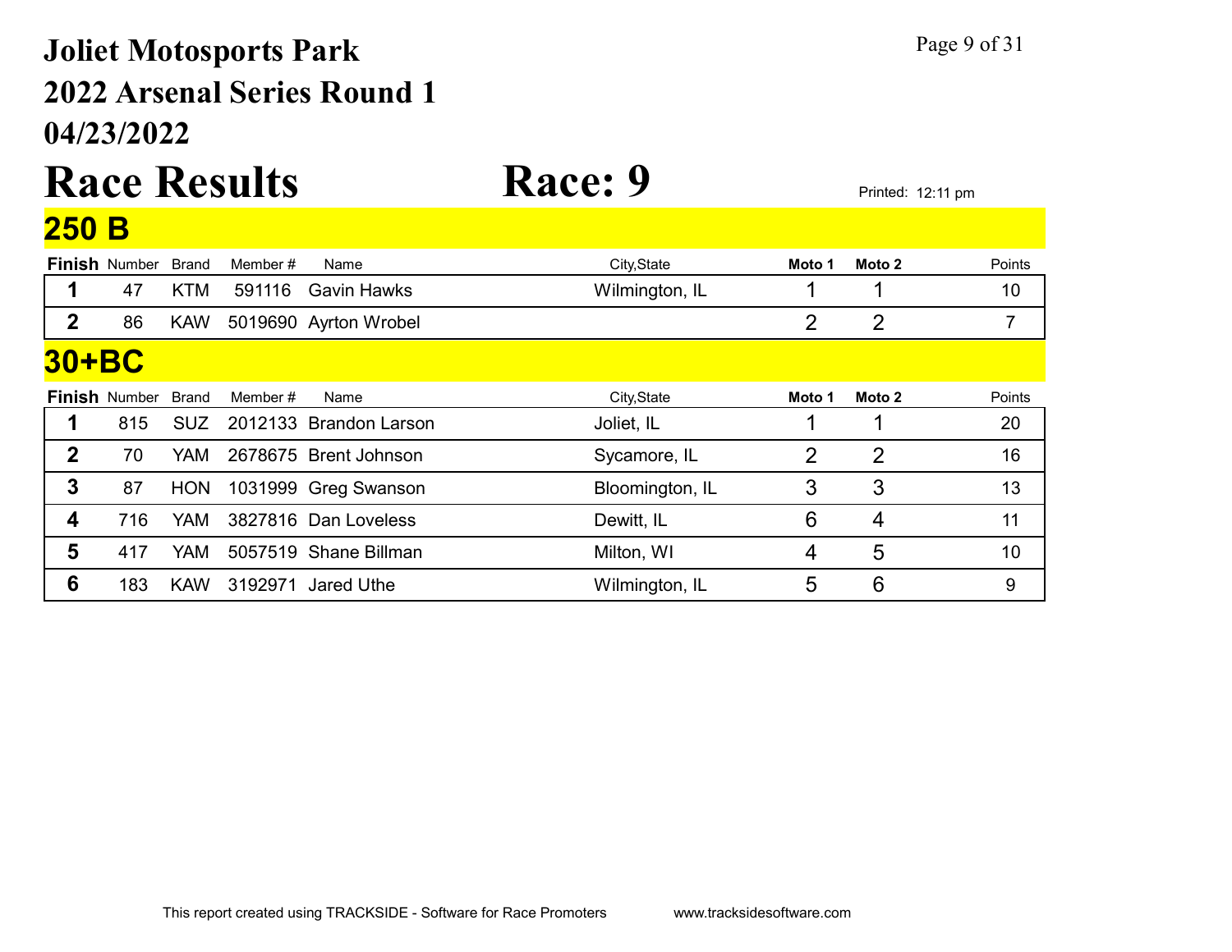# Joliet Motosports Park
# 2022 Arsenal Series Round 1
# 04/23/2022

# Race Results    Race: 9

Printed: 12:11 pm

## 250 B

| Finish | Number | Brand | Member # | Name | City,State | Moto 1 | Moto 2 | Points |
|---|---|---|---|---|---|---|---|---|
| 1 | 47 | KTM | 591116 | Gavin Hawks | Wilmington, IL | 1 | 1 | 10 |
| 2 | 86 | KAW | 5019690 | Ayrton Wrobel | | 2 | 2 | 7 |

## 30+BC

| Finish | Number | Brand | Member # | Name | City,State | Moto 1 | Moto 2 | Points |
|---|---|---|---|---|---|---|---|---|
| 1 | 815 | SUZ | 2012133 | Brandon Larson | Joliet, IL | 1 | 1 | 20 |
| 2 | 70 | YAM | 2678675 | Brent Johnson | Sycamore, IL | 2 | 2 | 16 |
| 3 | 87 | HON | 1031999 | Greg Swanson | Bloomington, IL | 3 | 3 | 13 |
| 4 | 716 | YAM | 3827816 | Dan Loveless | Dewitt, IL | 6 | 4 | 11 |
| 5 | 417 | YAM | 5057519 | Shane Billman | Milton, WI | 4 | 5 | 10 |
| 6 | 183 | KAW | 3192971 | Jared Uthe | Wilmington, IL | 5 | 6 | 9 |

This report created using TRACKSIDE - Software for Race Promoters    www.tracksidesoftware.com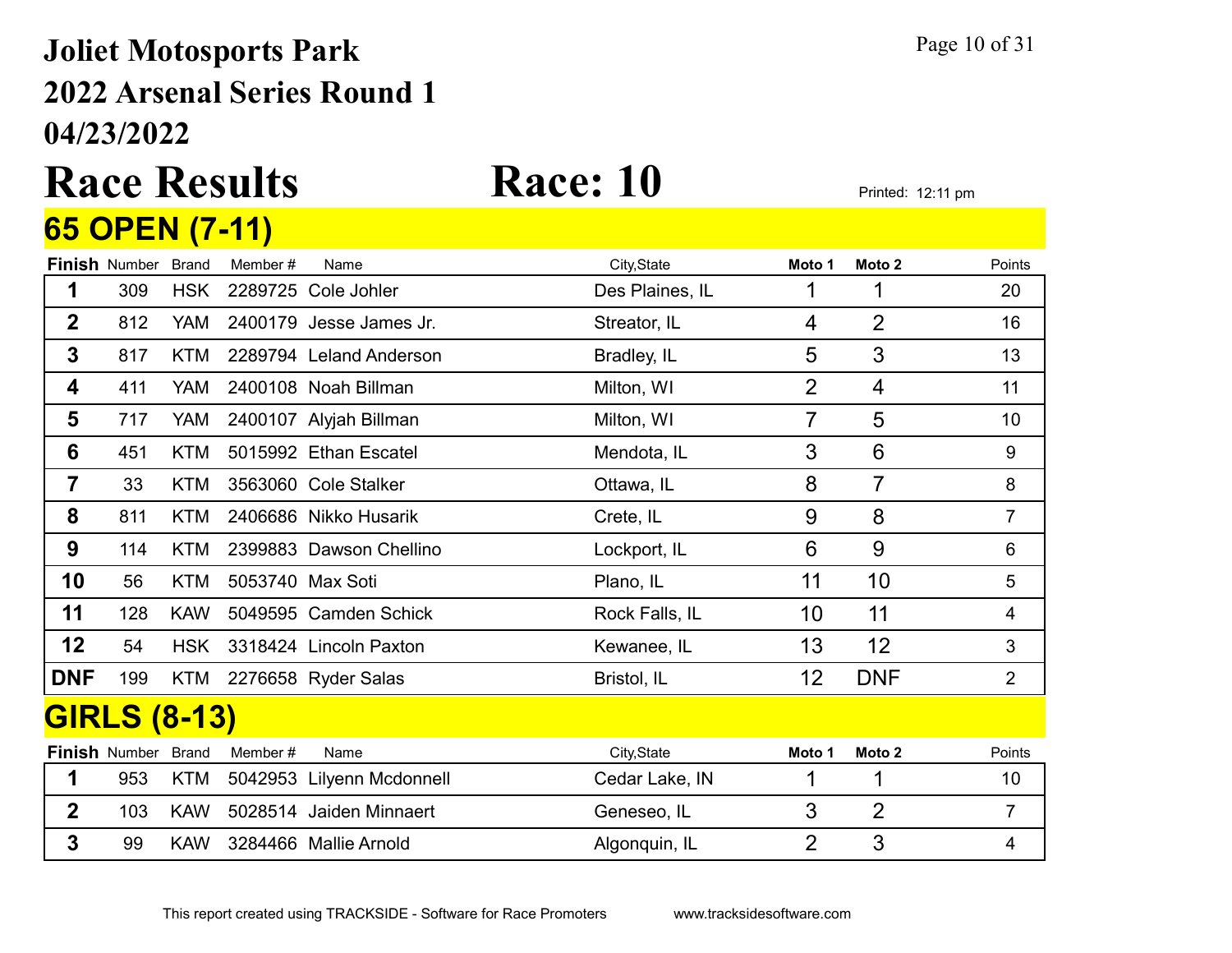# Joliet Motosports Park

## 2022 Arsenal Series Round 1

## 04/23/2022

# Race Results Race: 10

Printed: 12:11 pm

## 65 OPEN (7-11)

| Finish | Number | Brand | Member # | Name | City,State | Moto 1 | Moto 2 | Points |
|---|---|---|---|---|---|---|---|---|
| 1 | 309 | HSK | 2289725 | Cole Johler | Des Plaines, IL | 1 | 1 | 20 |
| 2 | 812 | YAM | 2400179 | Jesse James Jr. | Streator, IL | 4 | 2 | 16 |
| 3 | 817 | KTM | 2289794 | Leland Anderson | Bradley, IL | 5 | 3 | 13 |
| 4 | 411 | YAM | 2400108 | Noah Billman | Milton, WI | 2 | 4 | 11 |
| 5 | 717 | YAM | 2400107 | Alyjah Billman | Milton, WI | 7 | 5 | 10 |
| 6 | 451 | KTM | 5015992 | Ethan Escatel | Mendota, IL | 3 | 6 | 9 |
| 7 | 33 | KTM | 3563060 | Cole Stalker | Ottawa, IL | 8 | 7 | 8 |
| 8 | 811 | KTM | 2406686 | Nikko Husarik | Crete, IL | 9 | 8 | 7 |
| 9 | 114 | KTM | 2399883 | Dawson Chellino | Lockport, IL | 6 | 9 | 6 |
| 10 | 56 | KTM | 5053740 | Max Soti | Plano, IL | 11 | 10 | 5 |
| 11 | 128 | KAW | 5049595 | Camden Schick | Rock Falls, IL | 10 | 11 | 4 |
| 12 | 54 | HSK | 3318424 | Lincoln Paxton | Kewanee, IL | 13 | 12 | 3 |
| DNF | 199 | KTM | 2276658 | Ryder Salas | Bristol, IL | 12 | DNF | 2 |

## GIRLS (8-13)

| Finish | Number | Brand | Member # | Name | City,State | Moto 1 | Moto 2 | Points |
|---|---|---|---|---|---|---|---|---|
| 1 | 953 | KTM | 5042953 | Lilyenn Mcdonnell | Cedar Lake, IN | 1 | 1 | 10 |
| 2 | 103 | KAW | 5028514 | Jaiden Minnaert | Geneseo, IL | 3 | 2 | 7 |
| 3 | 99 | KAW | 3284466 | Mallie Arnold | Algonquin, IL | 2 | 3 | 4 |

This report created using TRACKSIDE - Software for Race Promoters www.tracksidesoftware.com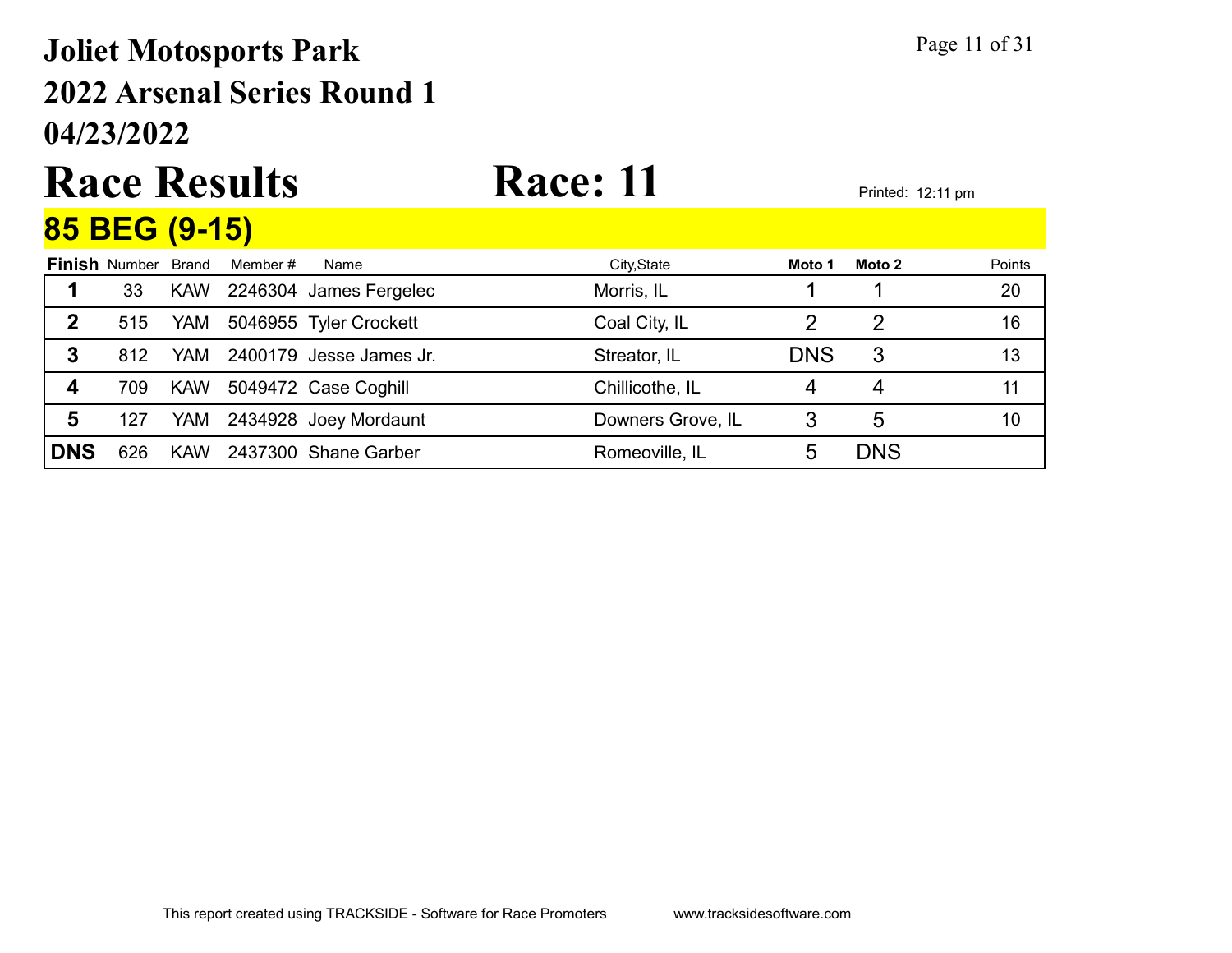# Joliet Motosports Park

## 2022 Arsenal Series Round 1

## 04/23/2022

# Race Results    Race: 11

Printed: 12:11 pm

## 85 BEG (9-15)

| Finish | Number | Brand | Member # | Name | City,State | Moto 1 | Moto 2 | Points |
|---|---|---|---|---|---|---|---|---|
| 1 | 33 | KAW | 2246304 | James Fergelec | Morris, IL | 1 | 1 | 20 |
| 2 | 515 | YAM | 5046955 | Tyler Crockett | Coal City, IL | 2 | 2 | 16 |
| 3 | 812 | YAM | 2400179 | Jesse James Jr. | Streator, IL | DNS | 3 | 13 |
| 4 | 709 | KAW | 5049472 | Case Coghill | Chillicothe, IL | 4 | 4 | 11 |
| 5 | 127 | YAM | 2434928 | Joey Mordaunt | Downers Grove, IL | 3 | 5 | 10 |
| DNS | 626 | KAW | 2437300 | Shane Garber | Romeoville, IL | 5 | DNS | |

This report created using TRACKSIDE - Software for Race Promoters    www.tracksidesoftware.com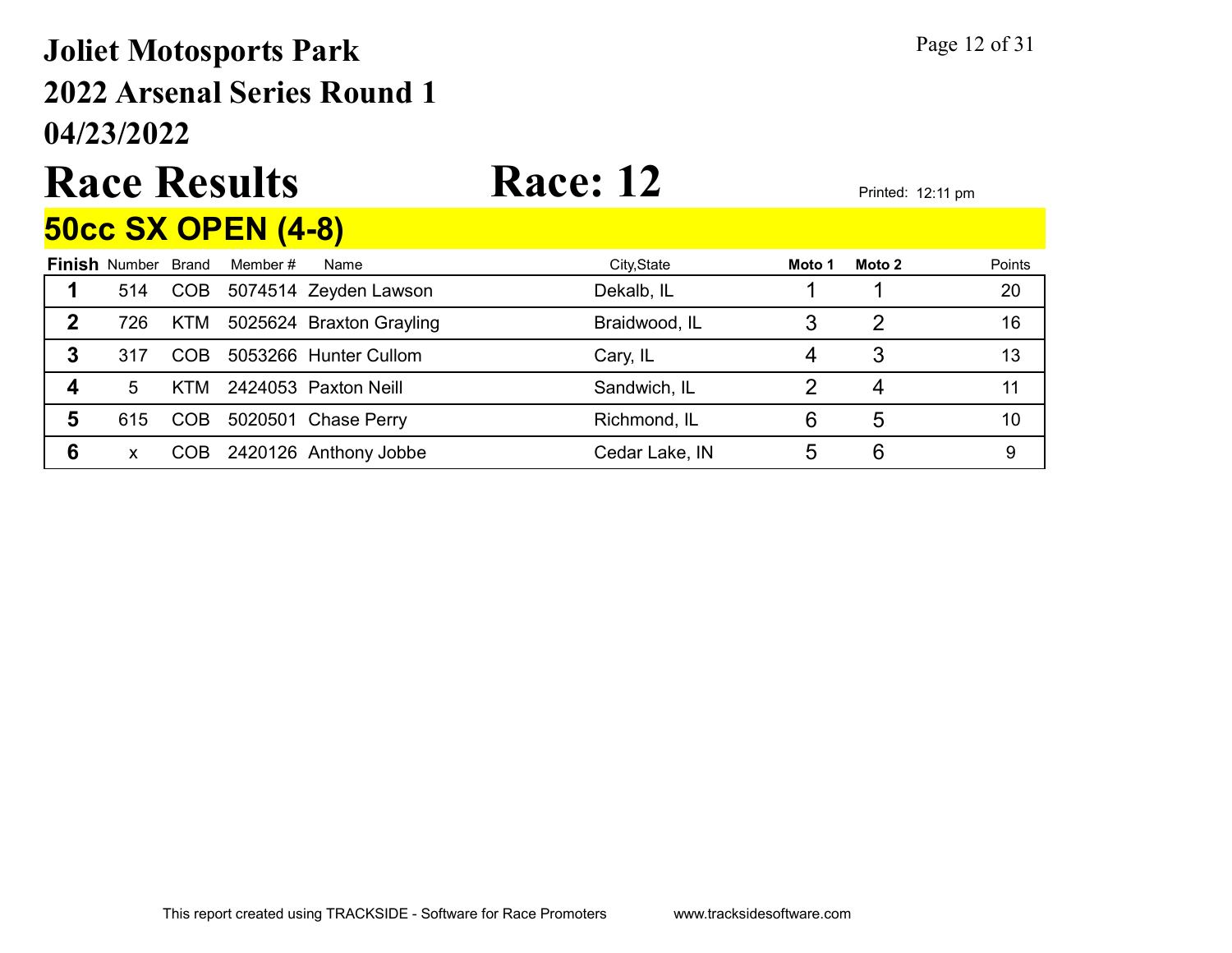# Joliet Motosports Park
## 2022 Arsenal Series Round 1
## 04/23/2022

# Race Results　　　Race: 12

Printed: 12:11 pm

## 50cc SX OPEN (4-8)

| Finish | Number | Brand | Member # | Name | City,State | Moto 1 | Moto 2 | Points |
|---|---|---|---|---|---|---|---|---|
| 1 | 514 | COB | 5074514 | Zeyden Lawson | Dekalb, IL | 1 | 1 | 20 |
| 2 | 726 | KTM | 5025624 | Braxton Grayling | Braidwood, IL | 3 | 2 | 16 |
| 3 | 317 | COB | 5053266 | Hunter Cullom | Cary, IL | 4 | 3 | 13 |
| 4 | 5 | KTM | 2424053 | Paxton Neill | Sandwich, IL | 2 | 4 | 11 |
| 5 | 615 | COB | 5020501 | Chase Perry | Richmond, IL | 6 | 5 | 10 |
| 6 | x | COB | 2420126 | Anthony Jobbe | Cedar Lake, IN | 5 | 6 | 9 |

This report created using TRACKSIDE - Software for Race Promoters　　　www.tracksidesoftware.com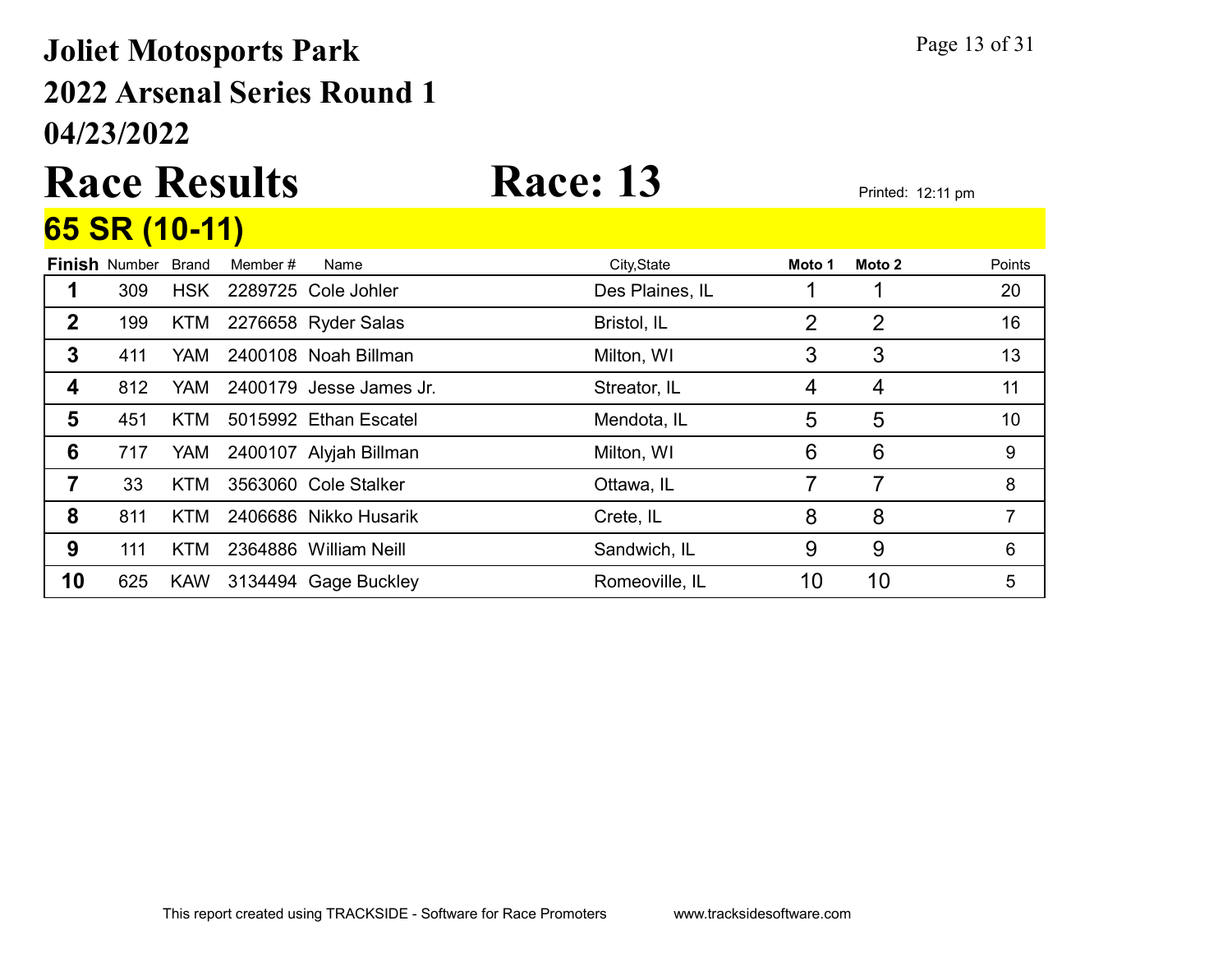# Joliet Motosports Park
## 2022 Arsenal Series Round 1
## 04/23/2022

# Race Results

# Race: 13

Printed: 12:11 pm

## 65 SR (10-11)

| Finish | Number | Brand | Member # | Name | City,State | Moto 1 | Moto 2 | Points |
|---|---|---|---|---|---|---|---|---|
| 1 | 309 | HSK | 2289725 | Cole Johler | Des Plaines, IL | 1 | 1 | 20 |
| 2 | 199 | KTM | 2276658 | Ryder Salas | Bristol, IL | 2 | 2 | 16 |
| 3 | 411 | YAM | 2400108 | Noah Billman | Milton, WI | 3 | 3 | 13 |
| 4 | 812 | YAM | 2400179 | Jesse James Jr. | Streator, IL | 4 | 4 | 11 |
| 5 | 451 | KTM | 5015992 | Ethan Escatel | Mendota, IL | 5 | 5 | 10 |
| 6 | 717 | YAM | 2400107 | Alyjah Billman | Milton, WI | 6 | 6 | 9 |
| 7 | 33 | KTM | 3563060 | Cole Stalker | Ottawa, IL | 7 | 7 | 8 |
| 8 | 811 | KTM | 2406686 | Nikko Husarik | Crete, IL | 8 | 8 | 7 |
| 9 | 111 | KTM | 2364886 | William Neill | Sandwich, IL | 9 | 9 | 6 |
| 10 | 625 | KAW | 3134494 | Gage Buckley | Romeoville, IL | 10 | 10 | 5 |

This report created using TRACKSIDE - Software for Race Promoters www.tracksidesoftware.com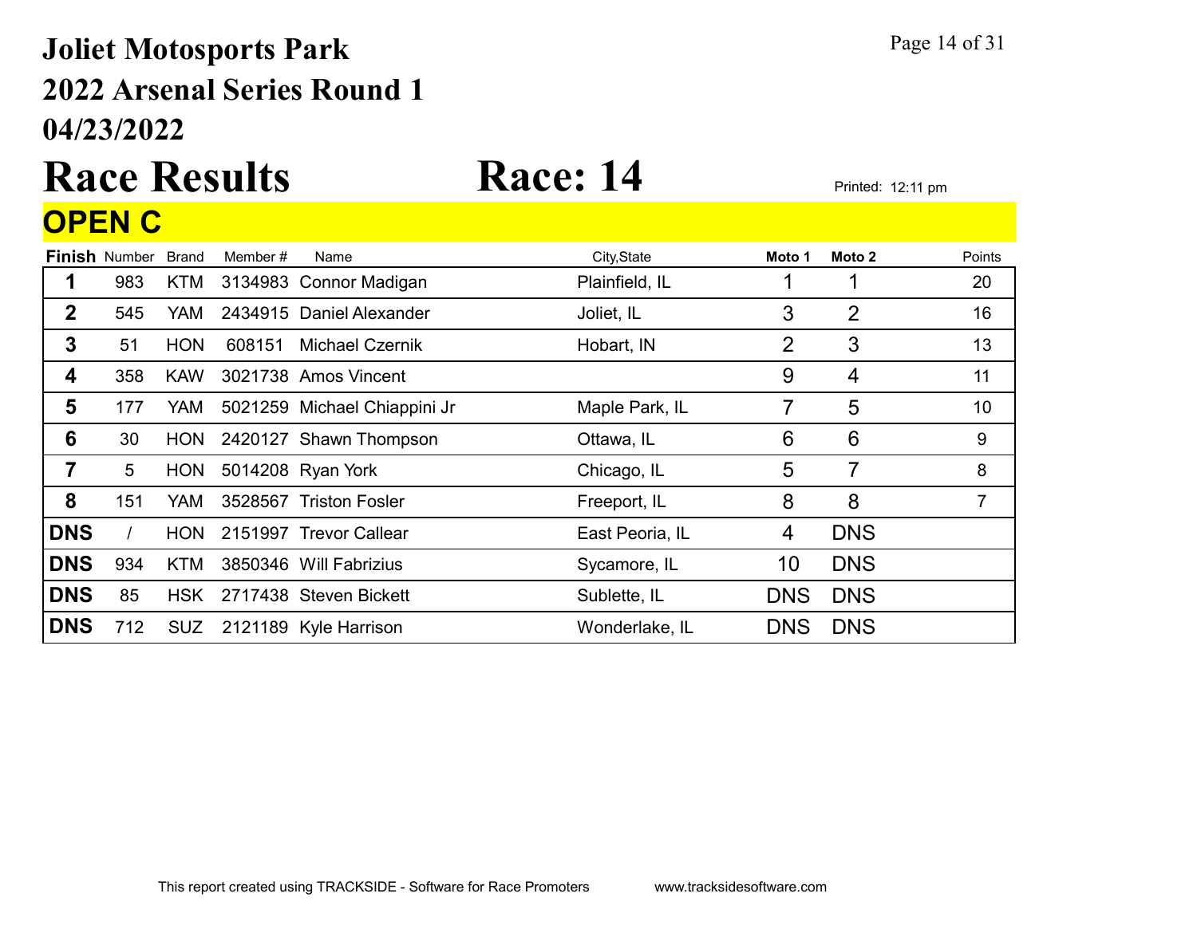# Joliet Motosports Park
## 2022 Arsenal Series Round 1
## 04/23/2022

# Race Results Race: 14

Printed: 12:11 pm

## OPEN C

| Finish | Number | Brand | Member # | Name | City,State | Moto 1 | Moto 2 | Points |
|---|---|---|---|---|---|---|---|---|
| 1 | 983 | KTM | 3134983 | Connor Madigan | Plainfield, IL | 1 | 1 | 20 |
| 2 | 545 | YAM | 2434915 | Daniel Alexander | Joliet, IL | 3 | 2 | 16 |
| 3 | 51 | HON | 608151 | Michael Czernik | Hobart, IN | 2 | 3 | 13 |
| 4 | 358 | KAW | 3021738 | Amos Vincent | | 9 | 4 | 11 |
| 5 | 177 | YAM | 5021259 | Michael Chiappini Jr | Maple Park, IL | 7 | 5 | 10 |
| 6 | 30 | HON | 2420127 | Shawn Thompson | Ottawa, IL | 6 | 6 | 9 |
| 7 | 5 | HON | 5014208 | Ryan York | Chicago, IL | 5 | 7 | 8 |
| 8 | 151 | YAM | 3528567 | Triston Fosler | Freeport, IL | 8 | 8 | 7 |
| DNS | / | HON | 2151997 | Trevor Callear | East Peoria, IL | 4 | DNS | |
| DNS | 934 | KTM | 3850346 | Will Fabrizius | Sycamore, IL | 10 | DNS | |
| DNS | 85 | HSK | 2717438 | Steven Bickett | Sublette, IL | DNS | DNS | |
| DNS | 712 | SUZ | 2121189 | Kyle Harrison | Wonderlake, IL | DNS | DNS | |

This report created using TRACKSIDE - Software for Race Promoters www.tracksidesoftware.com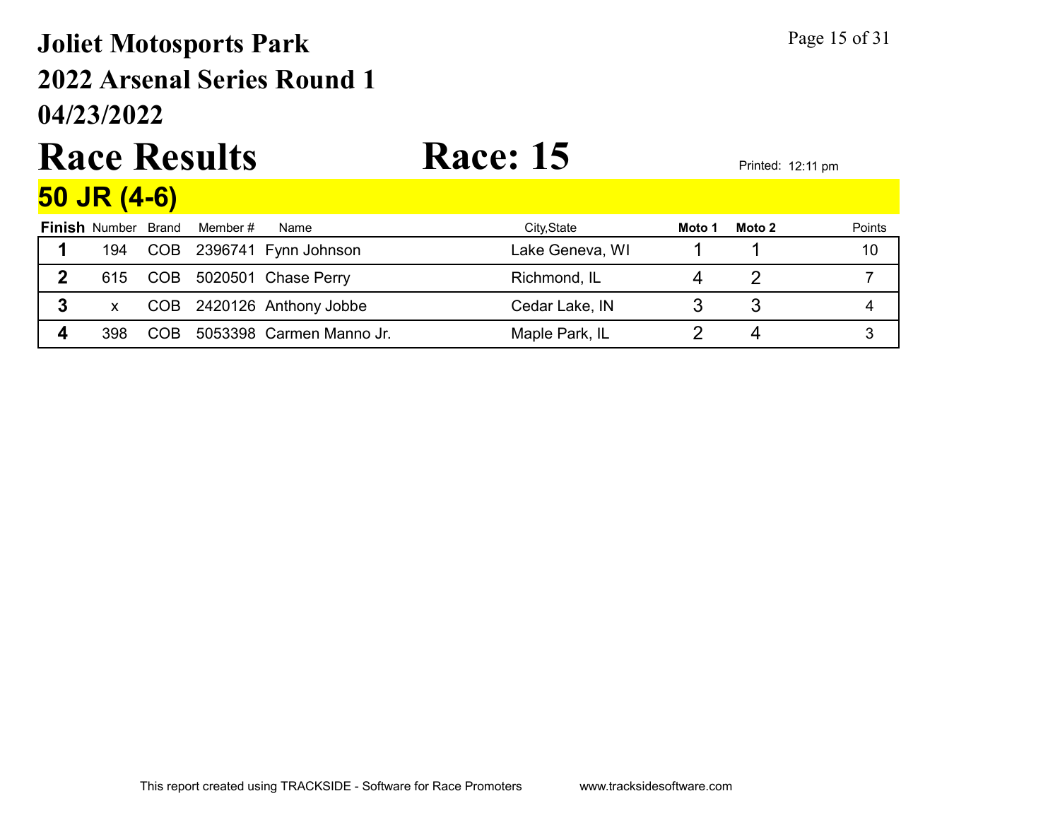# Joliet Motosports Park

## 2022 Arsenal Series Round 1

## 04/23/2022

# Race Results

# Race: 15

Printed: 12:11 pm

## 50 JR (4-6)

| Finish | Number | Brand | Member # | Name | City,State | Moto 1 | Moto 2 | Points |
|---|---|---|---|---|---|---|---|---|
| 1 | 194 | COB | 2396741 | Fynn Johnson | Lake Geneva, WI | 1 | 1 | 10 |
| 2 | 615 | COB | 5020501 | Chase Perry | Richmond, IL | 4 | 2 | 7 |
| 3 | x | COB | 2420126 | Anthony Jobbe | Cedar Lake, IN | 3 | 3 | 4 |
| 4 | 398 | COB | 5053398 | Carmen Manno Jr. | Maple Park, IL | 2 | 4 | 3 |

This report created using TRACKSIDE - Software for Race Promoters www.tracksidesoftware.com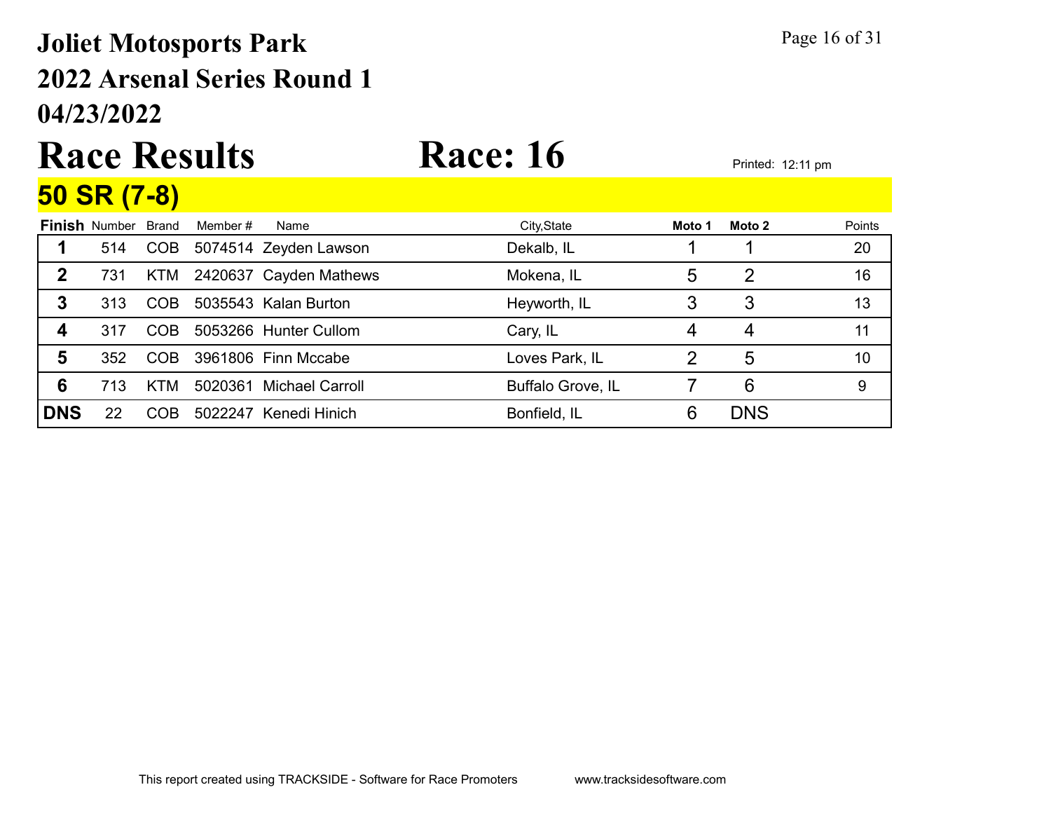# Joliet Motosports Park

## 2022 Arsenal Series Round 1

## 04/23/2022

# Race Results    Race: 16

Printed: 12:11 pm

## 50 SR (7-8)

| Finish | Number | Brand | Member # | Name | City,State | Moto 1 | Moto 2 | Points |
|---|---|---|---|---|---|---|---|---|
| 1 | 514 | COB | 5074514 | Zeyden Lawson | Dekalb, IL | 1 | 1 | 20 |
| 2 | 731 | KTM | 2420637 | Cayden Mathews | Mokena, IL | 5 | 2 | 16 |
| 3 | 313 | COB | 5035543 | Kalan Burton | Heyworth, IL | 3 | 3 | 13 |
| 4 | 317 | COB | 5053266 | Hunter Cullom | Cary, IL | 4 | 4 | 11 |
| 5 | 352 | COB | 3961806 | Finn Mccabe | Loves Park, IL | 2 | 5 | 10 |
| 6 | 713 | KTM | 5020361 | Michael Carroll | Buffalo Grove, IL | 7 | 6 | 9 |
| DNS | 22 | COB | 5022247 | Kenedi Hinich | Bonfield, IL | 6 | DNS | |

This report created using TRACKSIDE - Software for Race Promoters    www.tracksidesoftware.com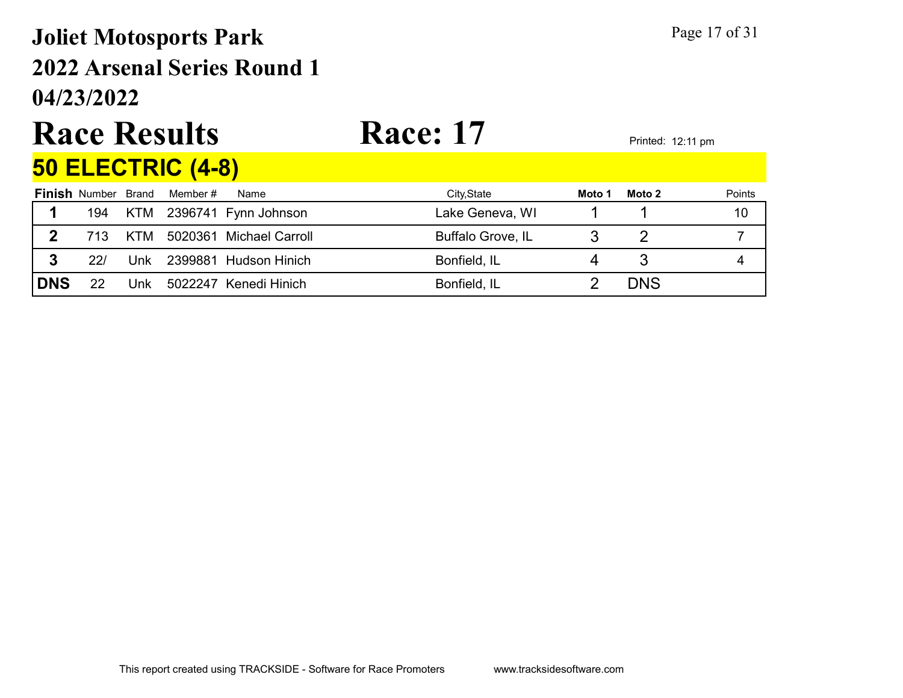# Joliet Motosports Park

## 2022 Arsenal Series Round 1

## 04/23/2022

# Race Results

# Race: 17

Printed: 12:11 pm

## 50 ELECTRIC (4-8)

| Finish | Number | Brand | Member # | Name | City,State | Moto 1 | Moto 2 | Points |
|---|---|---|---|---|---|---|---|---|
| 1 | 194 | KTM | 2396741 | Fynn Johnson | Lake Geneva, WI | 1 | 1 | 10 |
| 2 | 713 | KTM | 5020361 | Michael Carroll | Buffalo Grove, IL | 3 | 2 | 7 |
| 3 | 22/ | Unk | 2399881 | Hudson Hinich | Bonfield, IL | 4 | 3 | 4 |
| DNS | 22 | Unk | 5022247 | Kenedi Hinich | Bonfield, IL | 2 | DNS | |

This report created using TRACKSIDE - Software for Race Promoters www.tracksidesoftware.com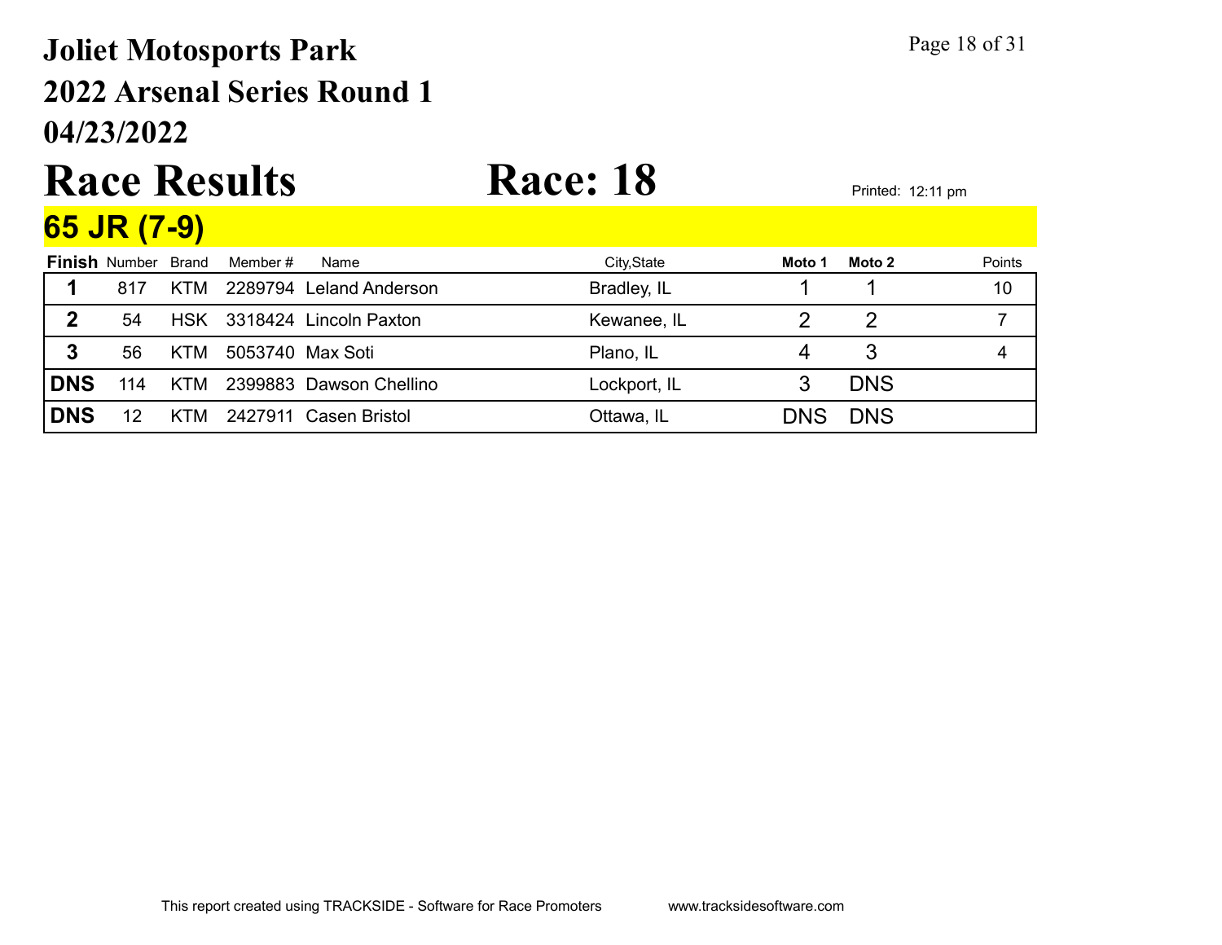# Joliet Motosports Park
## 2022 Arsenal Series Round 1
## 04/23/2022

# Race Results — Race: 18

Printed: 12:11 pm

## 65 JR (7-9)

| Finish | Number | Brand | Member # | Name | City,State | Moto 1 | Moto 2 | Points |
|---|---|---|---|---|---|---|---|---|
| 1 | 817 | KTM | 2289794 | Leland Anderson | Bradley, IL | 1 | 1 | 10 |
| 2 | 54 | HSK | 3318424 | Lincoln Paxton | Kewanee, IL | 2 | 2 | 7 |
| 3 | 56 | KTM | 5053740 | Max Soti | Plano, IL | 4 | 3 | 4 |
| DNS | 114 | KTM | 2399883 | Dawson Chellino | Lockport, IL | 3 | DNS | |
| DNS | 12 | KTM | 2427911 | Casen Bristol | Ottawa, IL | DNS | DNS | |

This report created using TRACKSIDE - Software for Race Promoters www.tracksidesoftware.com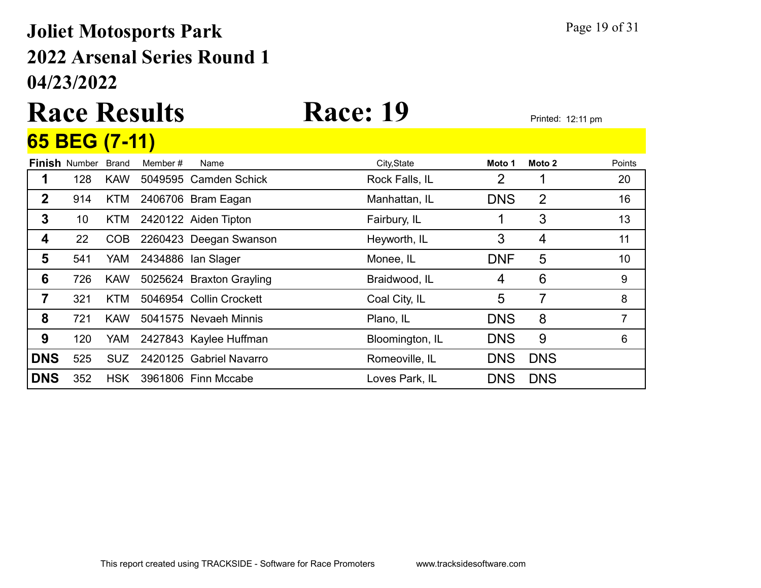# Joliet Motosports Park
## 2022 Arsenal Series Round 1
## 04/23/2022

# Race Results　　Race: 19

Printed: 12:11 pm

## 65 BEG (7-11)

| Finish | Number | Brand | Member # | Name | City,State | Moto 1 | Moto 2 | Points |
|---|---|---|---|---|---|---|---|---|
| 1 | 128 | KAW | 5049595 | Camden Schick | Rock Falls, IL | 2 | 1 | 20 |
| 2 | 914 | KTM | 2406706 | Bram Eagan | Manhattan, IL | DNS | 2 | 16 |
| 3 | 10 | KTM | 2420122 | Aiden Tipton | Fairbury, IL | 1 | 3 | 13 |
| 4 | 22 | COB | 2260423 | Deegan Swanson | Heyworth, IL | 3 | 4 | 11 |
| 5 | 541 | YAM | 2434886 | Ian Slager | Monee, IL | DNF | 5 | 10 |
| 6 | 726 | KAW | 5025624 | Braxton Grayling | Braidwood, IL | 4 | 6 | 9 |
| 7 | 321 | KTM | 5046954 | Collin Crockett | Coal City, IL | 5 | 7 | 8 |
| 8 | 721 | KAW | 5041575 | Nevaeh Minnis | Plano, IL | DNS | 8 | 7 |
| 9 | 120 | YAM | 2427843 | Kaylee Huffman | Bloomington, IL | DNS | 9 | 6 |
| DNS | 525 | SUZ | 2420125 | Gabriel Navarro | Romeoville, IL | DNS | DNS | |
| DNS | 352 | HSK | 3961806 | Finn Mccabe | Loves Park, IL | DNS | DNS | |

This report created using TRACKSIDE - Software for Race Promoters　　www.tracksidesoftware.com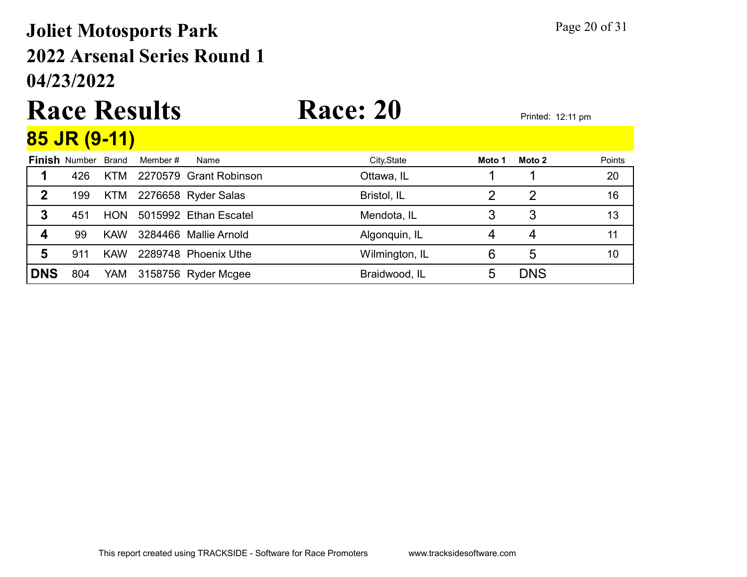# Joliet Motosports Park
## 2022 Arsenal Series Round 1
## 04/23/2022

# Race Results

# Race: 20

Printed: 12:11 pm

## 85 JR (9-11)

| Finish | Number | Brand | Member # | Name | City,State | Moto 1 | Moto 2 | Points |
|---|---|---|---|---|---|---|---|---|
| 1 | 426 | KTM | 2270579 | Grant Robinson | Ottawa, IL | 1 | 1 | 20 |
| 2 | 199 | KTM | 2276658 | Ryder Salas | Bristol, IL | 2 | 2 | 16 |
| 3 | 451 | HON | 5015992 | Ethan Escatel | Mendota, IL | 3 | 3 | 13 |
| 4 | 99 | KAW | 3284466 | Mallie Arnold | Algonquin, IL | 4 | 4 | 11 |
| 5 | 911 | KAW | 2289748 | Phoenix Uthe | Wilmington, IL | 6 | 5 | 10 |
| DNS | 804 | YAM | 3158756 | Ryder Mcgee | Braidwood, IL | 5 | DNS | |

This report created using TRACKSIDE - Software for Race Promoters www.tracksidesoftware.com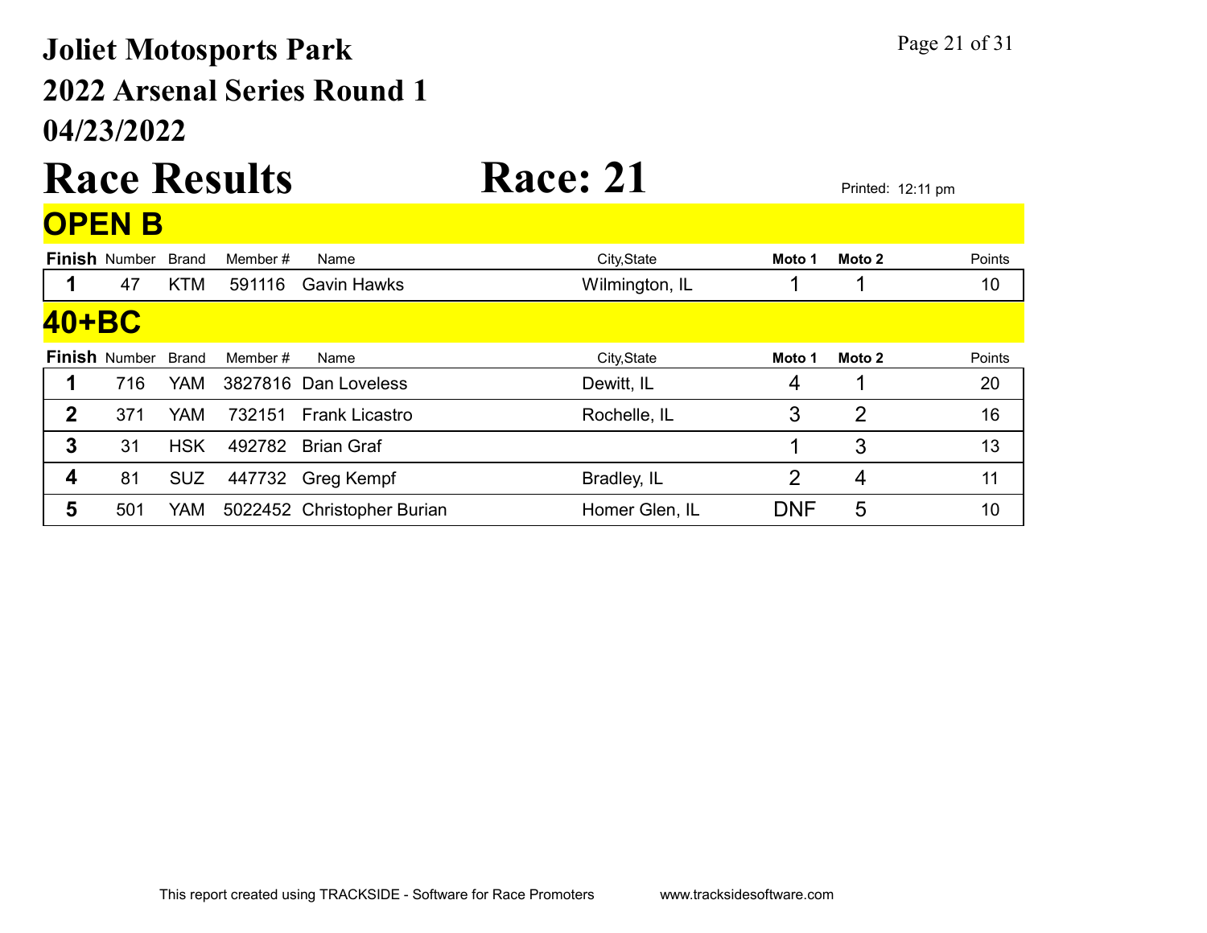# Joliet Motosports Park

## 2022 Arsenal Series Round 1

## 04/23/2022

# Race Results                Race: 21

Printed: 12:11 pm

## OPEN B

| Finish | Number | Brand | Member # | Name | City,State | Moto 1 | Moto 2 | Points |
|---|---|---|---|---|---|---|---|---|
| 1 | 47 | KTM | 591116 | Gavin Hawks | Wilmington, IL | 1 | 1 | 10 |

## 40+BC

| Finish | Number | Brand | Member # | Name | City,State | Moto 1 | Moto 2 | Points |
|---|---|---|---|---|---|---|---|---|
| 1 | 716 | YAM | 3827816 | Dan Loveless | Dewitt, IL | 4 | 1 | 20 |
| 2 | 371 | YAM | 732151 | Frank Licastro | Rochelle, IL | 3 | 2 | 16 |
| 3 | 31 | HSK | 492782 | Brian Graf | | 1 | 3 | 13 |
| 4 | 81 | SUZ | 447732 | Greg Kempf | Bradley, IL | 2 | 4 | 11 |
| 5 | 501 | YAM | 5022452 | Christopher Burian | Homer Glen, IL | DNF | 5 | 10 |

This report created using TRACKSIDE - Software for Race Promoters    www.tracksidesoftware.com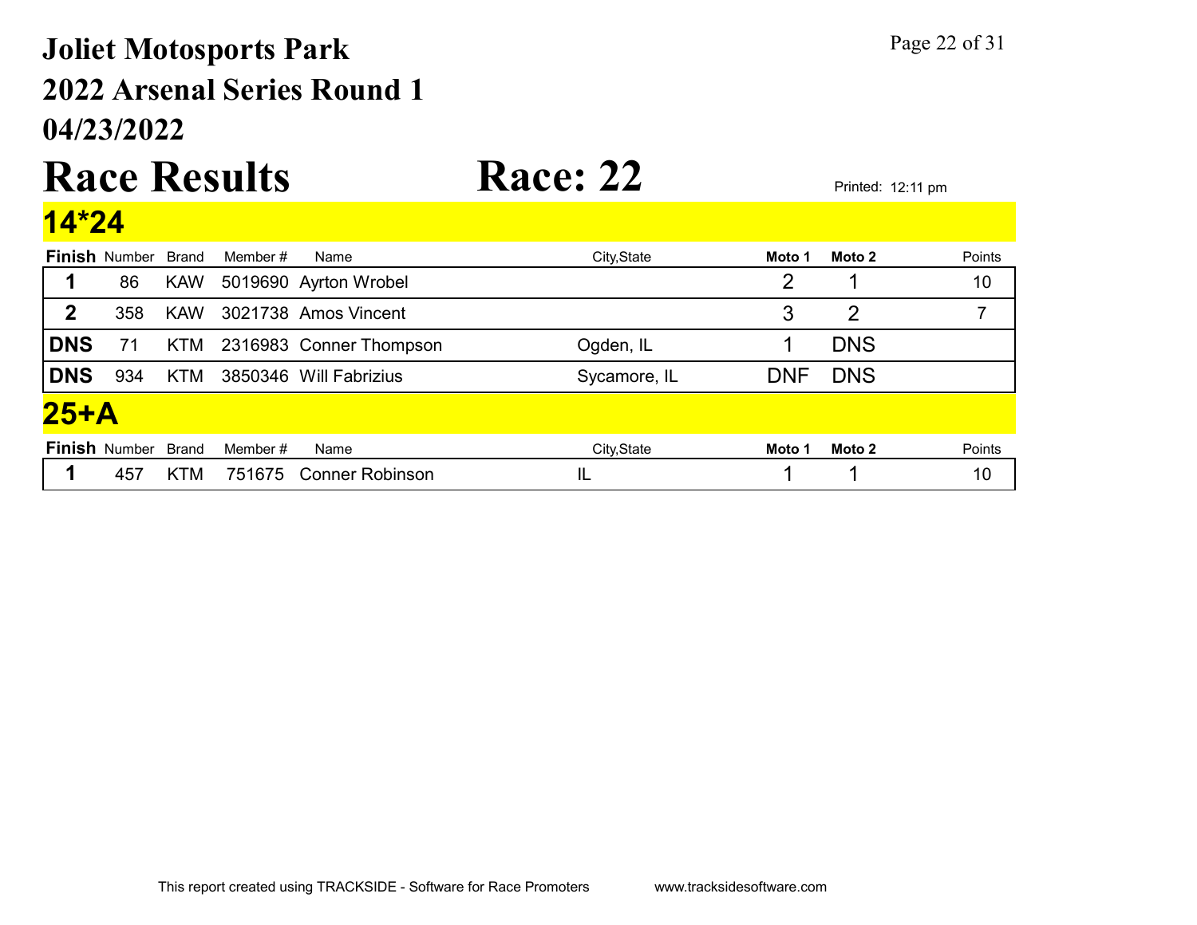# Joliet Motosports Park
# 2022 Arsenal Series Round 1
# 04/23/2022

# Race Results Race: 22

Printed: 12:11 pm

## 14*24

| Finish | Number | Brand | Member # | Name | City,State | Moto 1 | Moto 2 | Points |
|---|---|---|---|---|---|---|---|---|
| 1 | 86 | KAW | 5019690 | Ayrton Wrobel | | 2 | 1 | 10 |
| 2 | 358 | KAW | 3021738 | Amos Vincent | | 3 | 2 | 7 |
| DNS | 71 | KTM | 2316983 | Conner Thompson | Ogden, IL | 1 | DNS | |
| DNS | 934 | KTM | 3850346 | Will Fabrizius | Sycamore, IL | DNF | DNS | |

## 25+A

| Finish | Number | Brand | Member # | Name | City,State | Moto 1 | Moto 2 | Points |
|---|---|---|---|---|---|---|---|---|
| 1 | 457 | KTM | 751675 | Conner Robinson | IL | 1 | 1 | 10 |

This report created using TRACKSIDE - Software for Race Promoters www.tracksidesoftware.com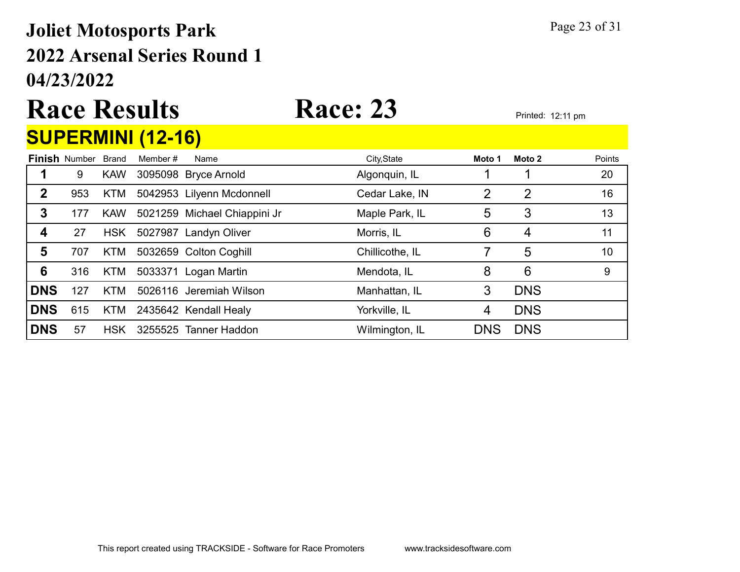# Joliet Motosports Park
## 2022 Arsenal Series Round 1
## 04/23/2022

# Race Results Race: 23

Printed: 12:11 pm

## SUPERMINI (12-16)

| Finish | Number | Brand | Member # | Name | City,State | Moto 1 | Moto 2 | Points |
|---|---|---|---|---|---|---|---|---|
| 1 | 9 | KAW | 3095098 | Bryce Arnold | Algonquin, IL | 1 | 1 | 20 |
| 2 | 953 | KTM | 5042953 | Lilyenn Mcdonnell | Cedar Lake, IN | 2 | 2 | 16 |
| 3 | 177 | KAW | 5021259 | Michael Chiappini Jr | Maple Park, IL | 5 | 3 | 13 |
| 4 | 27 | HSK | 5027987 | Landyn Oliver | Morris, IL | 6 | 4 | 11 |
| 5 | 707 | KTM | 5032659 | Colton Coghill | Chillicothe, IL | 7 | 5 | 10 |
| 6 | 316 | KTM | 5033371 | Logan Martin | Mendota, IL | 8 | 6 | 9 |
| DNS | 127 | KTM | 5026116 | Jeremiah Wilson | Manhattan, IL | 3 | DNS | |
| DNS | 615 | KTM | 2435642 | Kendall Healy | Yorkville, IL | 4 | DNS | |
| DNS | 57 | HSK | 3255525 | Tanner Haddon | Wilmington, IL | DNS | DNS | |

This report created using TRACKSIDE - Software for Race Promoters www.tracksidesoftware.com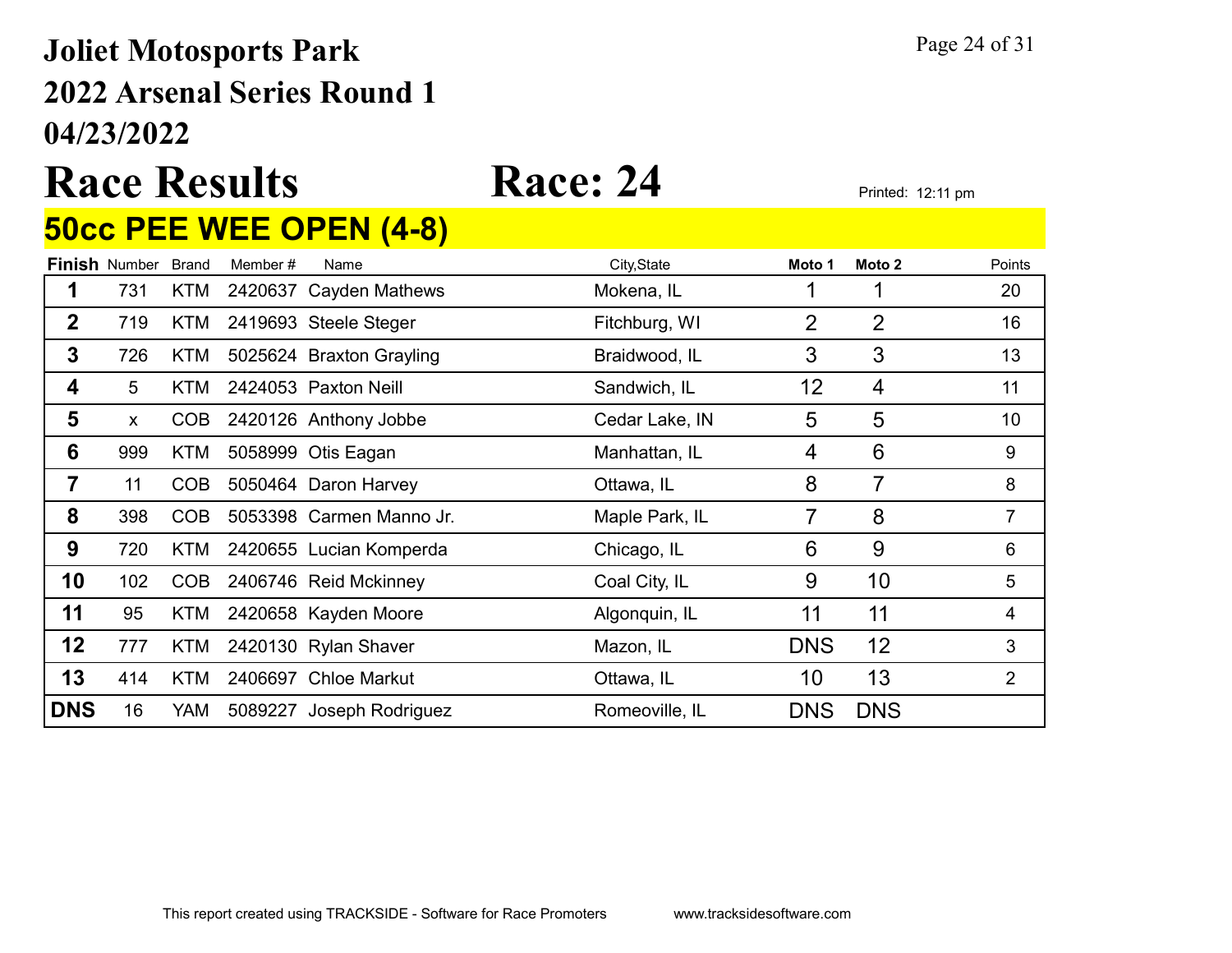# Joliet Motosports Park
## 2022 Arsenal Series Round 1
## 04/23/2022

# Race Results  Race: 24

Printed: 12:11 pm

## 50cc PEE WEE OPEN (4-8)

| Finish | Number | Brand | Member # | Name | City,State | Moto 1 | Moto 2 | Points |
|---|---|---|---|---|---|---|---|---|
| 1 | 731 | KTM | 2420637 | Cayden Mathews | Mokena, IL | 1 | 1 | 20 |
| 2 | 719 | KTM | 2419693 | Steele Steger | Fitchburg, WI | 2 | 2 | 16 |
| 3 | 726 | KTM | 5025624 | Braxton Grayling | Braidwood, IL | 3 | 3 | 13 |
| 4 | 5 | KTM | 2424053 | Paxton Neill | Sandwich, IL | 12 | 4 | 11 |
| 5 | x | COB | 2420126 | Anthony Jobbe | Cedar Lake, IN | 5 | 5 | 10 |
| 6 | 999 | KTM | 5058999 | Otis Eagan | Manhattan, IL | 4 | 6 | 9 |
| 7 | 11 | COB | 5050464 | Daron Harvey | Ottawa, IL | 8 | 7 | 8 |
| 8 | 398 | COB | 5053398 | Carmen Manno Jr. | Maple Park, IL | 7 | 8 | 7 |
| 9 | 720 | KTM | 2420655 | Lucian Komperda | Chicago, IL | 6 | 9 | 6 |
| 10 | 102 | COB | 2406746 | Reid Mckinney | Coal City, IL | 9 | 10 | 5 |
| 11 | 95 | KTM | 2420658 | Kayden Moore | Algonquin, IL | 11 | 11 | 4 |
| 12 | 777 | KTM | 2420130 | Rylan Shaver | Mazon, IL | DNS | 12 | 3 |
| 13 | 414 | KTM | 2406697 | Chloe Markut | Ottawa, IL | 10 | 13 | 2 |
| DNS | 16 | YAM | 5089227 | Joseph Rodriguez | Romeoville, IL | DNS | DNS | |

This report created using TRACKSIDE - Software for Race Promoters  www.tracksidesoftware.com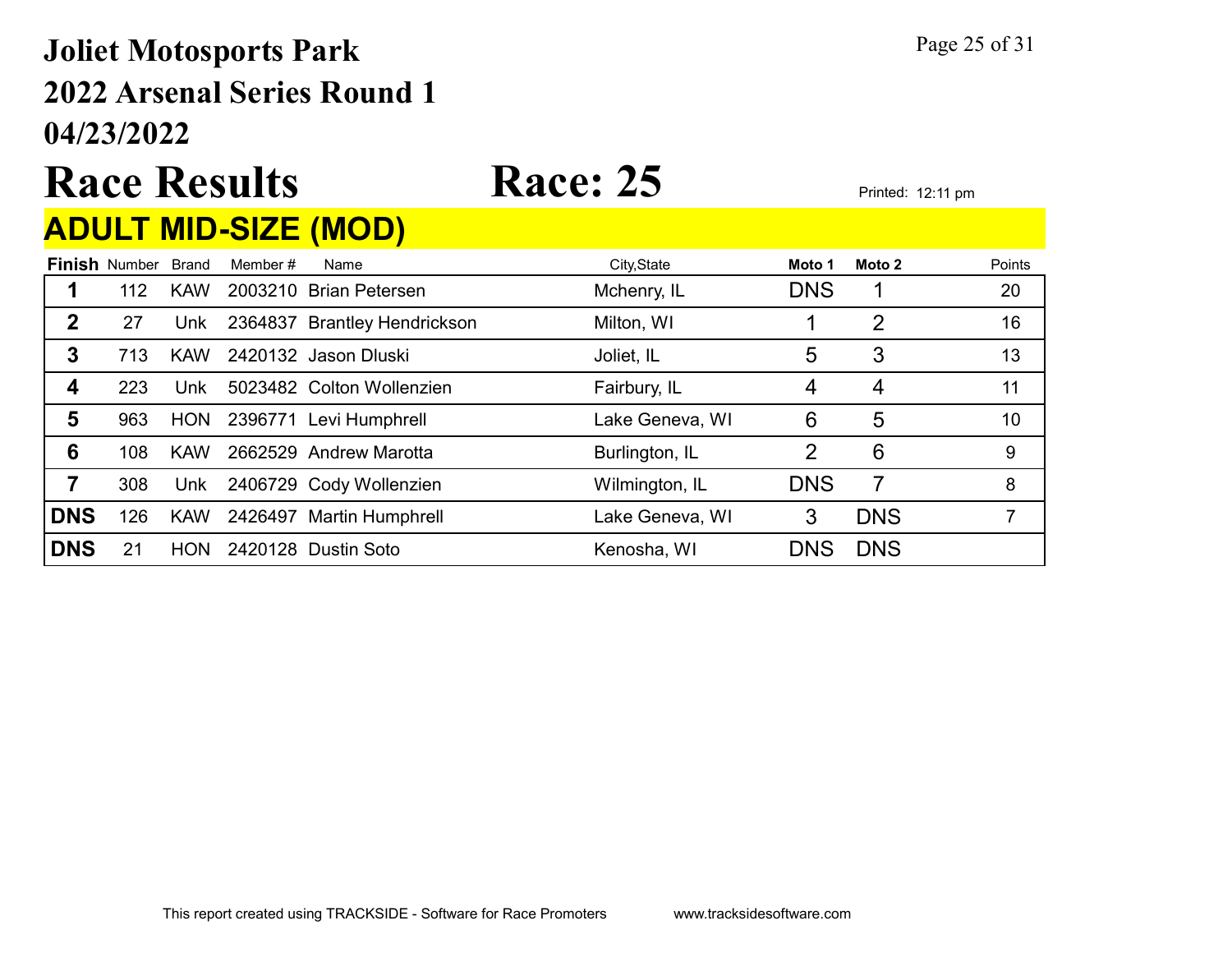# Joliet Motosports Park
# 2022 Arsenal Series Round 1
# 04/23/2022

# Race Results — Race: 25

Printed: 12:11 pm

## ADULT MID-SIZE (MOD)

| Finish | Number | Brand | Member # | Name | City,State | Moto 1 | Moto 2 | Points |
|---|---|---|---|---|---|---|---|---|
| 1 | 112 | KAW | 2003210 | Brian Petersen | Mchenry, IL | DNS | 1 | 20 |
| 2 | 27 | Unk | 2364837 | Brantley Hendrickson | Milton, WI | 1 | 2 | 16 |
| 3 | 713 | KAW | 2420132 | Jason Dluski | Joliet, IL | 5 | 3 | 13 |
| 4 | 223 | Unk | 5023482 | Colton Wollenzien | Fairbury, IL | 4 | 4 | 11 |
| 5 | 963 | HON | 2396771 | Levi Humphrell | Lake Geneva, WI | 6 | 5 | 10 |
| 6 | 108 | KAW | 2662529 | Andrew Marotta | Burlington, IL | 2 | 6 | 9 |
| 7 | 308 | Unk | 2406729 | Cody Wollenzien | Wilmington, IL | DNS | 7 | 8 |
| DNS | 126 | KAW | 2426497 | Martin Humphrell | Lake Geneva, WI | 3 | DNS | 7 |
| DNS | 21 | HON | 2420128 | Dustin Soto | Kenosha, WI | DNS | DNS | |

This report created using TRACKSIDE - Software for Race Promoters www.tracksidesoftware.com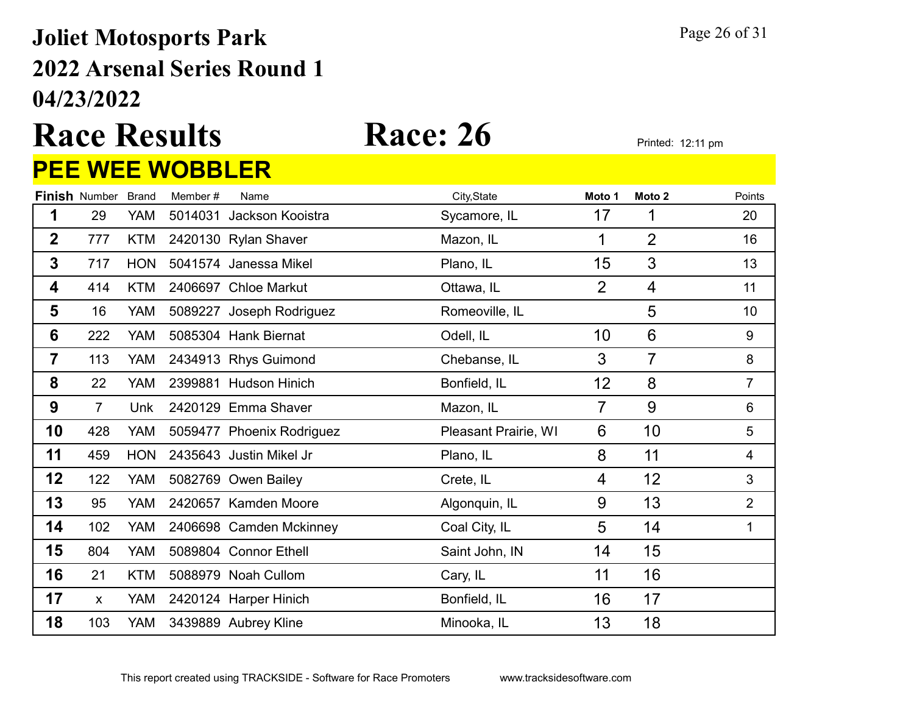# Joliet Motosports Park

## 2022 Arsenal Series Round 1

## 04/23/2022

# Race Results — Race: 26

Printed: 12:11 pm

## PEE WEE WOBBLER

| Finish | Number | Brand | Member # | Name | City,State | Moto 1 | Moto 2 | Points |
|---|---|---|---|---|---|---|---|---|
| 1 | 29 | YAM | 5014031 | Jackson Kooistra | Sycamore, IL | 17 | 1 | 20 |
| 2 | 777 | KTM | 2420130 | Rylan Shaver | Mazon, IL | 1 | 2 | 16 |
| 3 | 717 | HON | 5041574 | Janessa Mikel | Plano, IL | 15 | 3 | 13 |
| 4 | 414 | KTM | 2406697 | Chloe Markut | Ottawa, IL | 2 | 4 | 11 |
| 5 | 16 | YAM | 5089227 | Joseph Rodriguez | Romeoville, IL | | 5 | 10 |
| 6 | 222 | YAM | 5085304 | Hank Biernat | Odell, IL | 10 | 6 | 9 |
| 7 | 113 | YAM | 2434913 | Rhys Guimond | Chebanse, IL | 3 | 7 | 8 |
| 8 | 22 | YAM | 2399881 | Hudson Hinich | Bonfield, IL | 12 | 8 | 7 |
| 9 | 7 | Unk | 2420129 | Emma Shaver | Mazon, IL | 7 | 9 | 6 |
| 10 | 428 | YAM | 5059477 | Phoenix Rodriguez | Pleasant Prairie, WI | 6 | 10 | 5 |
| 11 | 459 | HON | 2435643 | Justin Mikel Jr | Plano, IL | 8 | 11 | 4 |
| 12 | 122 | YAM | 5082769 | Owen Bailey | Crete, IL | 4 | 12 | 3 |
| 13 | 95 | YAM | 2420657 | Kamden Moore | Algonquin, IL | 9 | 13 | 2 |
| 14 | 102 | YAM | 2406698 | Camden Mckinney | Coal City, IL | 5 | 14 | 1 |
| 15 | 804 | YAM | 5089804 | Connor Ethell | Saint John, IN | 14 | 15 | |
| 16 | 21 | KTM | 5088979 | Noah Cullom | Cary, IL | 11 | 16 | |
| 17 | x | YAM | 2420124 | Harper Hinich | Bonfield, IL | 16 | 17 | |
| 18 | 103 | YAM | 3439889 | Aubrey Kline | Minooka, IL | 13 | 18 | |

This report created using TRACKSIDE - Software for Race Promoters www.tracksidesoftware.com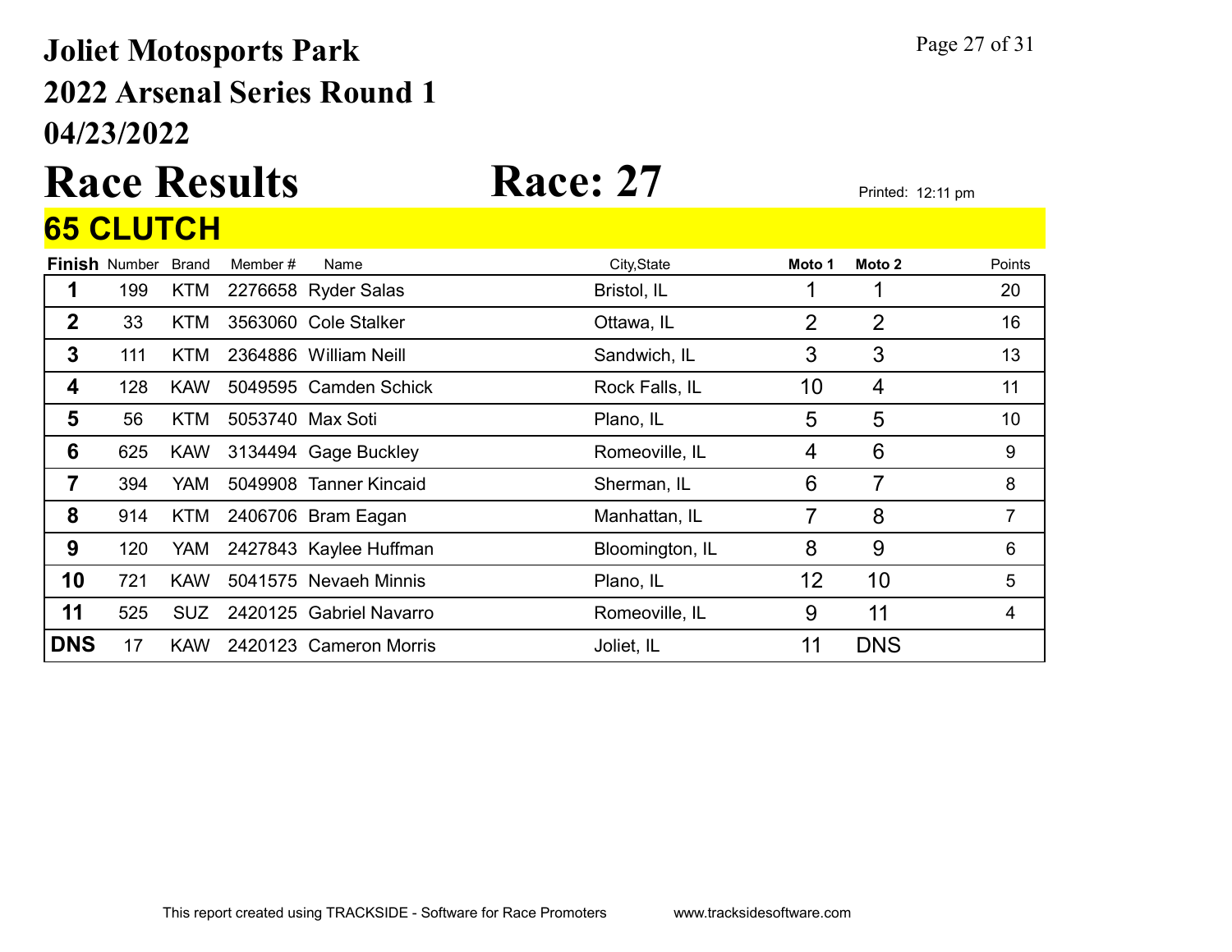# Joliet Motosports Park
# 2022 Arsenal Series Round 1
# 04/23/2022

# Race Results Race: 27

Printed: 12:11 pm

## 65 CLUTCH

| Finish | Number | Brand | Member # | Name | City,State | Moto 1 | Moto 2 | Points |
|---|---|---|---|---|---|---|---|---|
| 1 | 199 | KTM | 2276658 | Ryder Salas | Bristol, IL | 1 | 1 | 20 |
| 2 | 33 | KTM | 3563060 | Cole Stalker | Ottawa, IL | 2 | 2 | 16 |
| 3 | 111 | KTM | 2364886 | William Neill | Sandwich, IL | 3 | 3 | 13 |
| 4 | 128 | KAW | 5049595 | Camden Schick | Rock Falls, IL | 10 | 4 | 11 |
| 5 | 56 | KTM | 5053740 | Max Soti | Plano, IL | 5 | 5 | 10 |
| 6 | 625 | KAW | 3134494 | Gage Buckley | Romeoville, IL | 4 | 6 | 9 |
| 7 | 394 | YAM | 5049908 | Tanner Kincaid | Sherman, IL | 6 | 7 | 8 |
| 8 | 914 | KTM | 2406706 | Bram Eagan | Manhattan, IL | 7 | 8 | 7 |
| 9 | 120 | YAM | 2427843 | Kaylee Huffman | Bloomington, IL | 8 | 9 | 6 |
| 10 | 721 | KAW | 5041575 | Nevaeh Minnis | Plano, IL | 12 | 10 | 5 |
| 11 | 525 | SUZ | 2420125 | Gabriel Navarro | Romeoville, IL | 9 | 11 | 4 |
| DNS | 17 | KAW | 2420123 | Cameron Morris | Joliet, IL | 11 | DNS | |

This report created using TRACKSIDE - Software for Race Promoters www.tracksidesoftware.com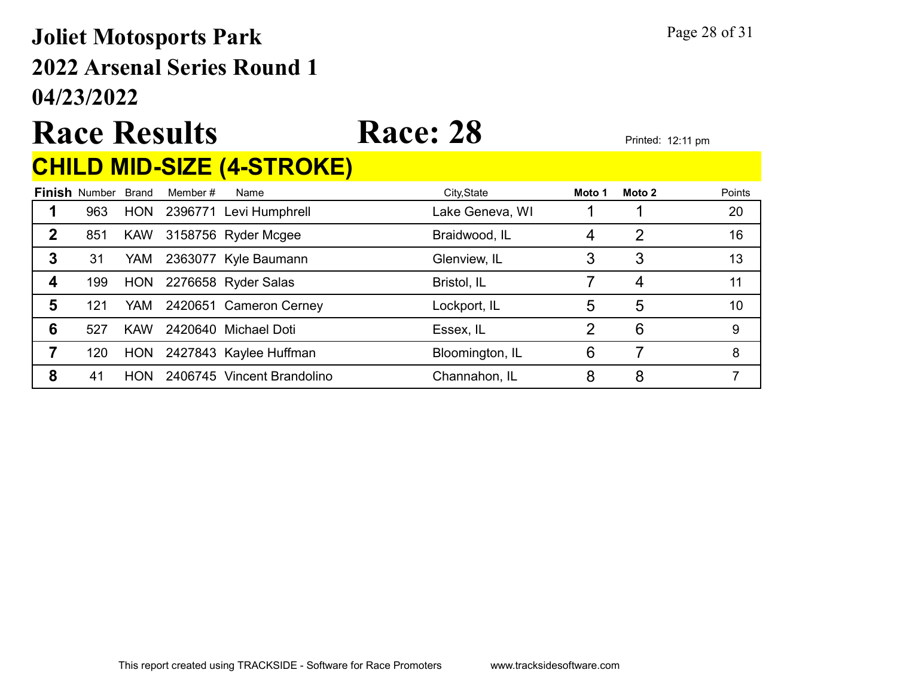# Joliet Motosports Park
## 2022 Arsenal Series Round 1
## 04/23/2022

# Race Results Race: 28

Printed: 12:11 pm

## CHILD MID-SIZE (4-STROKE)

| Finish | Number | Brand | Member # | Name | City,State | Moto 1 | Moto 2 | Points |
|---|---|---|---|---|---|---|---|---|
| 1 | 963 | HON | 2396771 | Levi Humphrell | Lake Geneva, WI | 1 | 1 | 20 |
| 2 | 851 | KAW | 3158756 | Ryder Mcgee | Braidwood, IL | 4 | 2 | 16 |
| 3 | 31 | YAM | 2363077 | Kyle Baumann | Glenview, IL | 3 | 3 | 13 |
| 4 | 199 | HON | 2276658 | Ryder Salas | Bristol, IL | 7 | 4 | 11 |
| 5 | 121 | YAM | 2420651 | Cameron Cerney | Lockport, IL | 5 | 5 | 10 |
| 6 | 527 | KAW | 2420640 | Michael Doti | Essex, IL | 2 | 6 | 9 |
| 7 | 120 | HON | 2427843 | Kaylee Huffman | Bloomington, IL | 6 | 7 | 8 |
| 8 | 41 | HON | 2406745 | Vincent Brandolino | Channahon, IL | 8 | 8 | 7 |

This report created using TRACKSIDE - Software for Race Promoters www.tracksidesoftware.com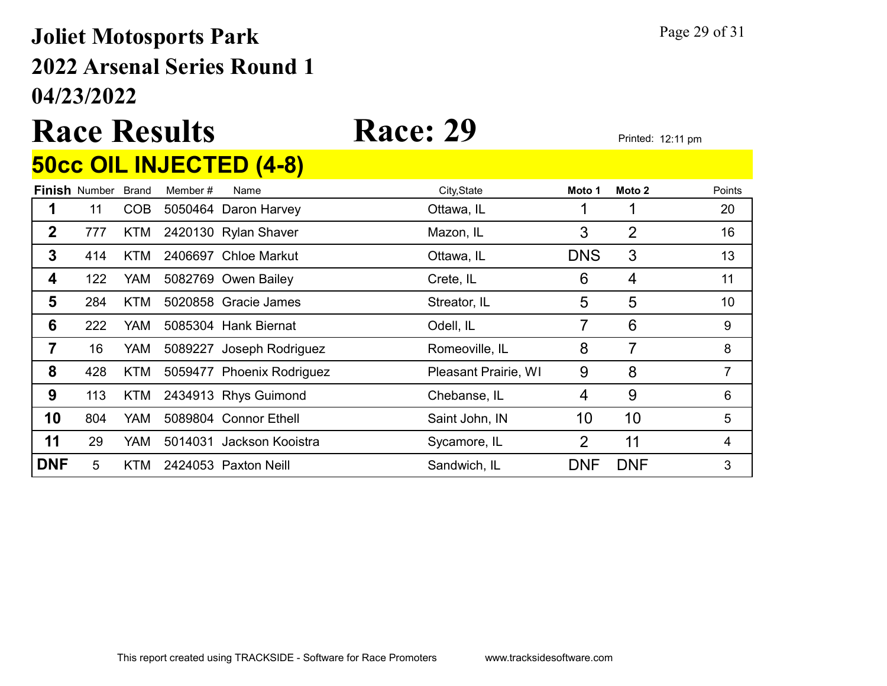# Joliet Motosports Park

## 2022 Arsenal Series Round 1

## 04/23/2022

# Race Results

# Race: 29

Printed: 12:11 pm

## 50cc OIL INJECTED (4-8)

| Finish | Number | Brand | Member # | Name | City,State | Moto 1 | Moto 2 | Points |
|---|---|---|---|---|---|---|---|---|
| 1 | 11 | COB | 5050464 | Daron Harvey | Ottawa, IL | 1 | 1 | 20 |
| 2 | 777 | KTM | 2420130 | Rylan Shaver | Mazon, IL | 3 | 2 | 16 |
| 3 | 414 | KTM | 2406697 | Chloe Markut | Ottawa, IL | DNS | 3 | 13 |
| 4 | 122 | YAM | 5082769 | Owen Bailey | Crete, IL | 6 | 4 | 11 |
| 5 | 284 | KTM | 5020858 | Gracie James | Streator, IL | 5 | 5 | 10 |
| 6 | 222 | YAM | 5085304 | Hank Biernat | Odell, IL | 7 | 6 | 9 |
| 7 | 16 | YAM | 5089227 | Joseph Rodriguez | Romeoville, IL | 8 | 7 | 8 |
| 8 | 428 | KTM | 5059477 | Phoenix Rodriguez | Pleasant Prairie, WI | 9 | 8 | 7 |
| 9 | 113 | KTM | 2434913 | Rhys Guimond | Chebanse, IL | 4 | 9 | 6 |
| 10 | 804 | YAM | 5089804 | Connor Ethell | Saint John, IN | 10 | 10 | 5 |
| 11 | 29 | YAM | 5014031 | Jackson Kooistra | Sycamore, IL | 2 | 11 | 4 |
| DNF | 5 | KTM | 2424053 | Paxton Neill | Sandwich, IL | DNF | DNF | 3 |

This report created using TRACKSIDE - Software for Race Promoters www.tracksidesoftware.com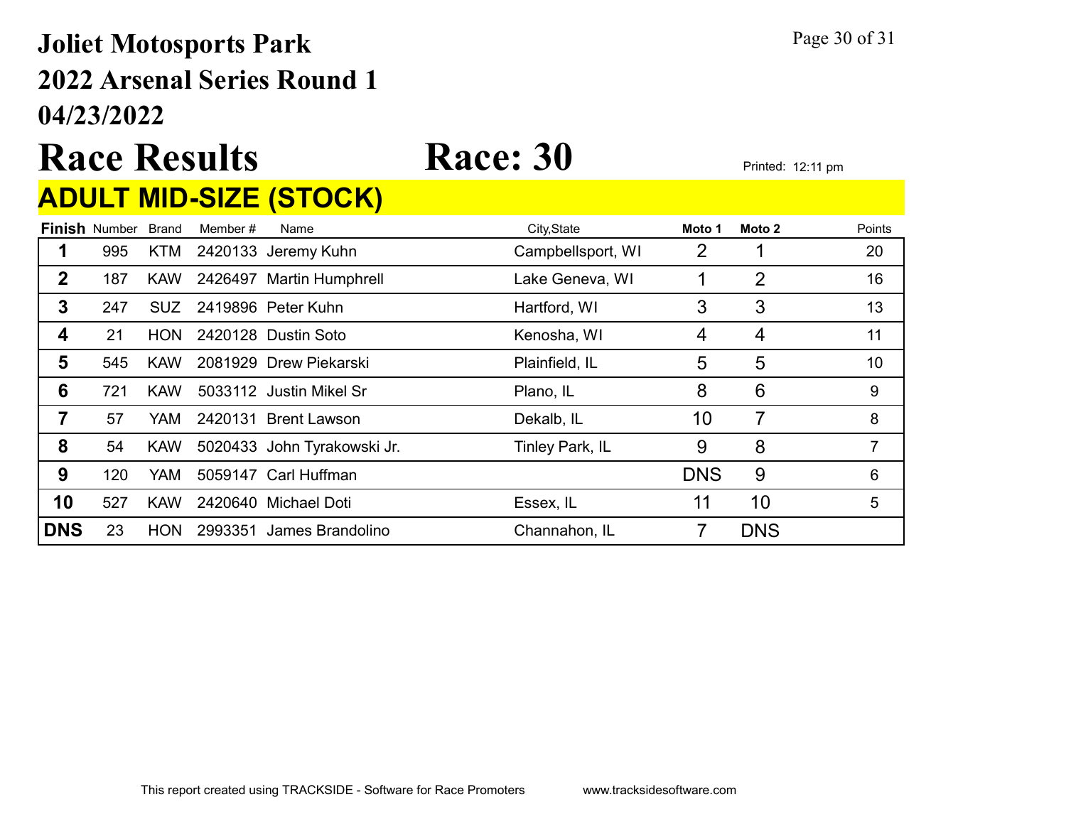# Joliet Motosports Park
## 2022 Arsenal Series Round 1
## 04/23/2022

# Race Results    Race: 30

Printed: 12:11 pm

## ADULT MID-SIZE (STOCK)

| Finish | Number | Brand | Member # | Name | City,State | Moto 1 | Moto 2 | Points |
|---|---|---|---|---|---|---|---|---|
| 1 | 995 | KTM | 2420133 | Jeremy Kuhn | Campbellsport, WI | 2 | 1 | 20 |
| 2 | 187 | KAW | 2426497 | Martin Humphrell | Lake Geneva, WI | 1 | 2 | 16 |
| 3 | 247 | SUZ | 2419896 | Peter Kuhn | Hartford, WI | 3 | 3 | 13 |
| 4 | 21 | HON | 2420128 | Dustin Soto | Kenosha, WI | 4 | 4 | 11 |
| 5 | 545 | KAW | 2081929 | Drew Piekarski | Plainfield, IL | 5 | 5 | 10 |
| 6 | 721 | KAW | 5033112 | Justin Mikel Sr | Plano, IL | 8 | 6 | 9 |
| 7 | 57 | YAM | 2420131 | Brent Lawson | Dekalb, IL | 10 | 7 | 8 |
| 8 | 54 | KAW | 5020433 | John Tyrakowski Jr. | Tinley Park, IL | 9 | 8 | 7 |
| 9 | 120 | YAM | 5059147 | Carl Huffman | | DNS | 9 | 6 |
| 10 | 527 | KAW | 2420640 | Michael Doti | Essex, IL | 11 | 10 | 5 |
| DNS | 23 | HON | 2993351 | James Brandolino | Channahon, IL | 7 | DNS | |

This report created using TRACKSIDE - Software for Race Promoters    www.tracksidesoftware.com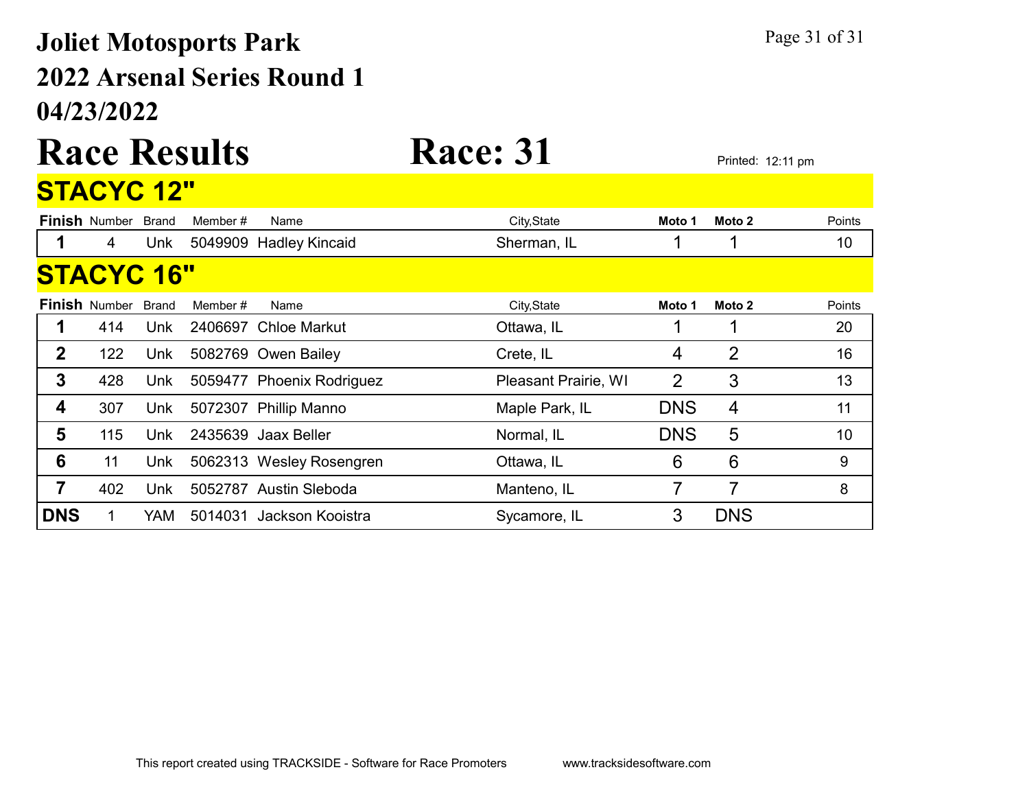# Joliet Motosports Park

## 2022 Arsenal Series Round 1

## 04/23/2022

# Race Results

# Race: 31

Printed: 12:11 pm

## STACYC 12"

| Finish | Number | Brand | Member # | Name | City,State | Moto 1 | Moto 2 | Points |
|---|---|---|---|---|---|---|---|---|
| 1 | 4 | Unk | 5049909 | Hadley Kincaid | Sherman, IL | 1 | 1 | 10 |

## STACYC 16"

| Finish | Number | Brand | Member # | Name | City,State | Moto 1 | Moto 2 | Points |
|---|---|---|---|---|---|---|---|---|
| 1 | 414 | Unk | 2406697 | Chloe Markut | Ottawa, IL | 1 | 1 | 20 |
| 2 | 122 | Unk | 5082769 | Owen Bailey | Crete, IL | 4 | 2 | 16 |
| 3 | 428 | Unk | 5059477 | Phoenix Rodriguez | Pleasant Prairie, WI | 2 | 3 | 13 |
| 4 | 307 | Unk | 5072307 | Phillip Manno | Maple Park, IL | DNS | 4 | 11 |
| 5 | 115 | Unk | 2435639 | Jaax Beller | Normal, IL | DNS | 5 | 10 |
| 6 | 11 | Unk | 5062313 | Wesley Rosengren | Ottawa, IL | 6 | 6 | 9 |
| 7 | 402 | Unk | 5052787 | Austin Sleboda | Manteno, IL | 7 | 7 | 8 |
| DNS | 1 | YAM | 5014031 | Jackson Kooistra | Sycamore, IL | 3 | DNS | |

This report created using TRACKSIDE - Software for Race Promoters www.tracksidesoftware.com